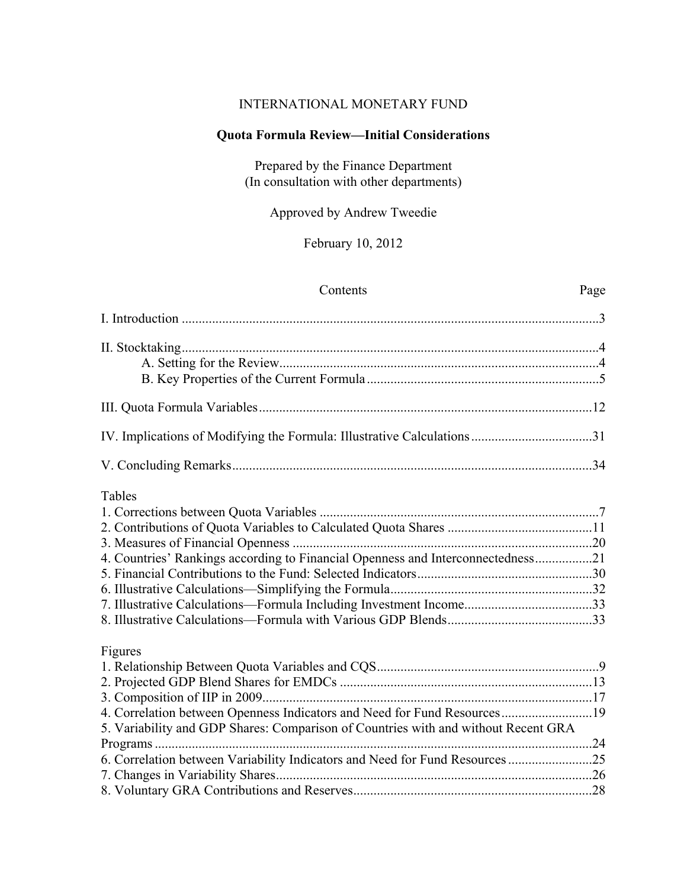INTERNATIONAL MONETARY FUND

# Quota Formula Review—Initial Considerations

Prepared by the Finance Department
(In consultation with other departments)

Approved by Andrew Tweedie

February 10, 2012

| Contents | Page |
|---|---|
| I. Introduction | 3 |
| II. Stocktaking | 4 |
| A. Setting for the Review | 4 |
| B. Key Properties of the Current Formula | 5 |
| III. Quota Formula Variables | 12 |
| IV. Implications of Modifying the Formula: Illustrative Calculations | 31 |
| V. Concluding Remarks | 34 |

**Tables**

| | |
|---|---|
| 1. Corrections between Quota Variables | 7 |
| 2. Contributions of Quota Variables to Calculated Quota Shares | 11 |
| 3. Measures of Financial Openness | 20 |
| 4. Countries' Rankings according to Financial Openness and Interconnectedness | 21 |
| 5. Financial Contributions to the Fund: Selected Indicators | 30 |
| 6. Illustrative Calculations—Simplifying the Formula | 32 |
| 7. Illustrative Calculations—Formula Including Investment Income | 33 |
| 8. Illustrative Calculations—Formula with Various GDP Blends | 33 |

**Figures**

| | |
|---|---|
| 1. Relationship Between Quota Variables and CQS | 9 |
| 2. Projected GDP Blend Shares for EMDCs | 13 |
| 3. Composition of IIP in 2009 | 17 |
| 4. Correlation between Openness Indicators and Need for Fund Resources | 19 |
| 5. Variability and GDP Shares: Comparison of Countries with and without Recent GRA Programs | 24 |
| 6. Correlation between Variability Indicators and Need for Fund Resources | 25 |
| 7. Changes in Variability Shares | 26 |
| 8. Voluntary GRA Contributions and Reserves | 28 |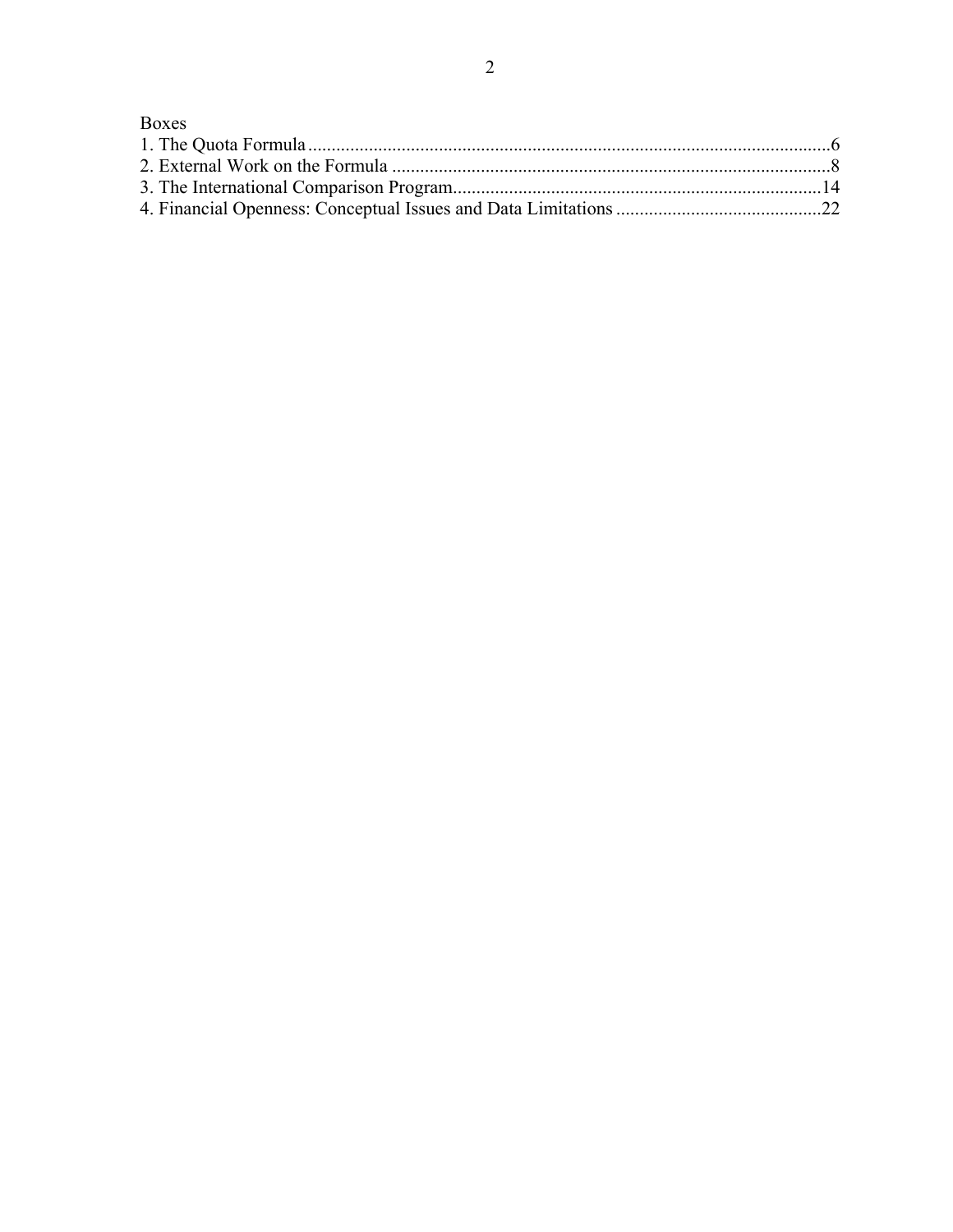Boxes

1. The Quota Formula.......................................................................................................6
2. External Work on the Formula ......................................................................................8
3. The International Comparison Program......................................................................14
4. Financial Openness: Conceptual Issues and Data Limitations ..................................22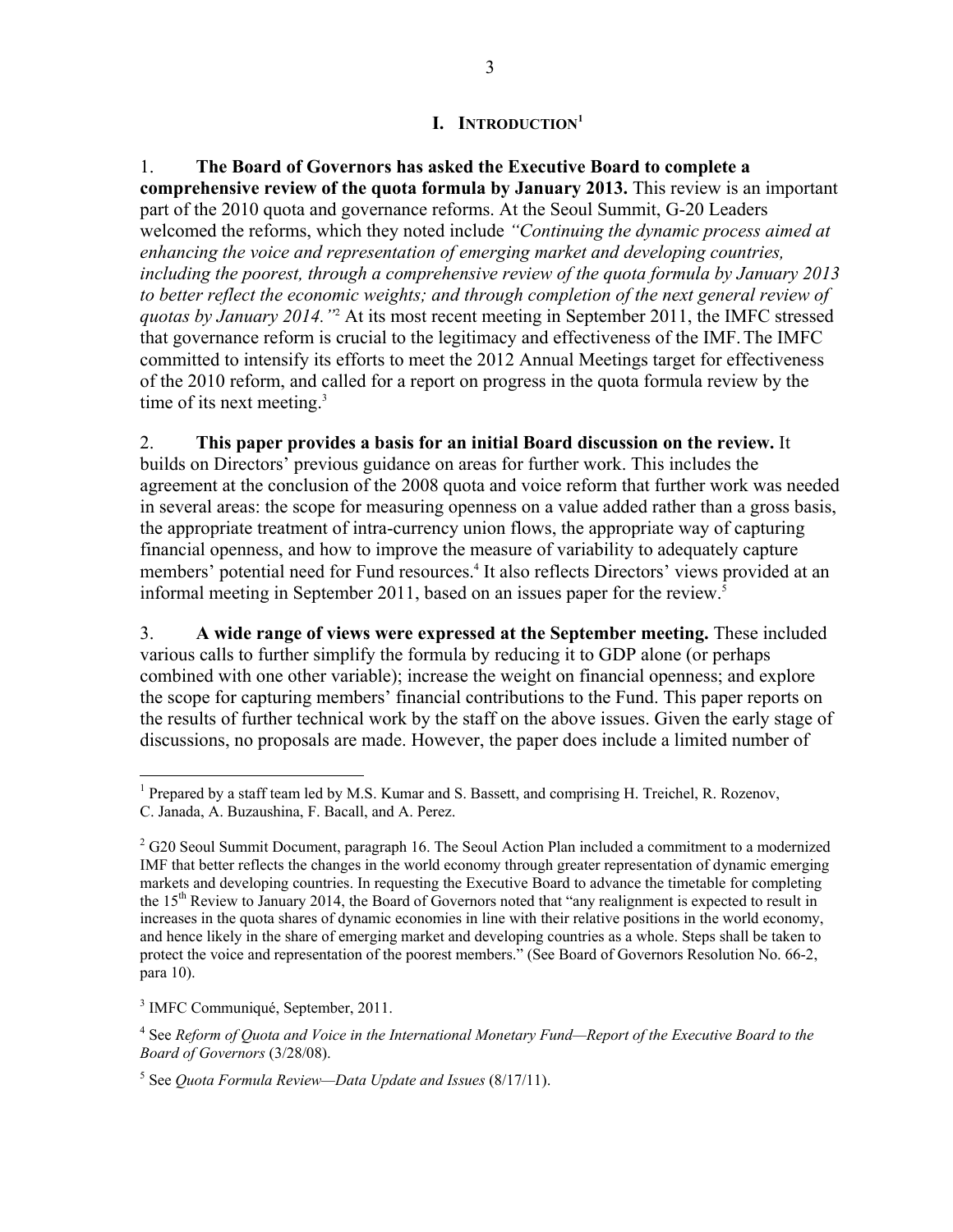# I. INTRODUCTION[1]

1. **The Board of Governors has asked the Executive Board to complete a comprehensive review of the quota formula by January 2013.** This review is an important part of the 2010 quota and governance reforms. At the Seoul Summit, G-20 Leaders welcomed the reforms, which they noted include *"Continuing the dynamic process aimed at enhancing the voice and representation of emerging market and developing countries, including the poorest, through a comprehensive review of the quota formula by January 2013 to better reflect the economic weights; and through completion of the next general review of quotas by January 2014."*[2] At its most recent meeting in September 2011, the IMFC stressed that governance reform is crucial to the legitimacy and effectiveness of the IMF. The IMFC committed to intensify its efforts to meet the 2012 Annual Meetings target for effectiveness of the 2010 reform, and called for a report on progress in the quota formula review by the time of its next meeting.[3]

2. **This paper provides a basis for an initial Board discussion on the review.** It builds on Directors' previous guidance on areas for further work. This includes the agreement at the conclusion of the 2008 quota and voice reform that further work was needed in several areas: the scope for measuring openness on a value added rather than a gross basis, the appropriate treatment of intra-currency union flows, the appropriate way of capturing financial openness, and how to improve the measure of variability to adequately capture members' potential need for Fund resources.[4] It also reflects Directors' views provided at an informal meeting in September 2011, based on an issues paper for the review.[5]

3. **A wide range of views were expressed at the September meeting.** These included various calls to further simplify the formula by reducing it to GDP alone (or perhaps combined with one other variable); increase the weight on financial openness; and explore the scope for capturing members' financial contributions to the Fund. This paper reports on the results of further technical work by the staff on the above issues. Given the early stage of discussions, no proposals are made. However, the paper does include a limited number of

---

[1] Prepared by a staff team led by M.S. Kumar and S. Bassett, and comprising H. Treichel, R. Rozenov, C. Janada, A. Buzaushina, F. Bacall, and A. Perez.

[2] G20 Seoul Summit Document, paragraph 16. The Seoul Action Plan included a commitment to a modernized IMF that better reflects the changes in the world economy through greater representation of dynamic emerging markets and developing countries. In requesting the Executive Board to advance the timetable for completing the 15th Review to January 2014, the Board of Governors noted that "any realignment is expected to result in increases in the quota shares of dynamic economies in line with their relative positions in the world economy, and hence likely in the share of emerging market and developing countries as a whole. Steps shall be taken to protect the voice and representation of the poorest members." (See Board of Governors Resolution No. 66-2, para 10).

[3] IMFC Communiqué, September, 2011.

[4] See *Reform of Quota and Voice in the International Monetary Fund—Report of the Executive Board to the Board of Governors* (3/28/08).

[5] See *Quota Formula Review—Data Update and Issues* (8/17/11).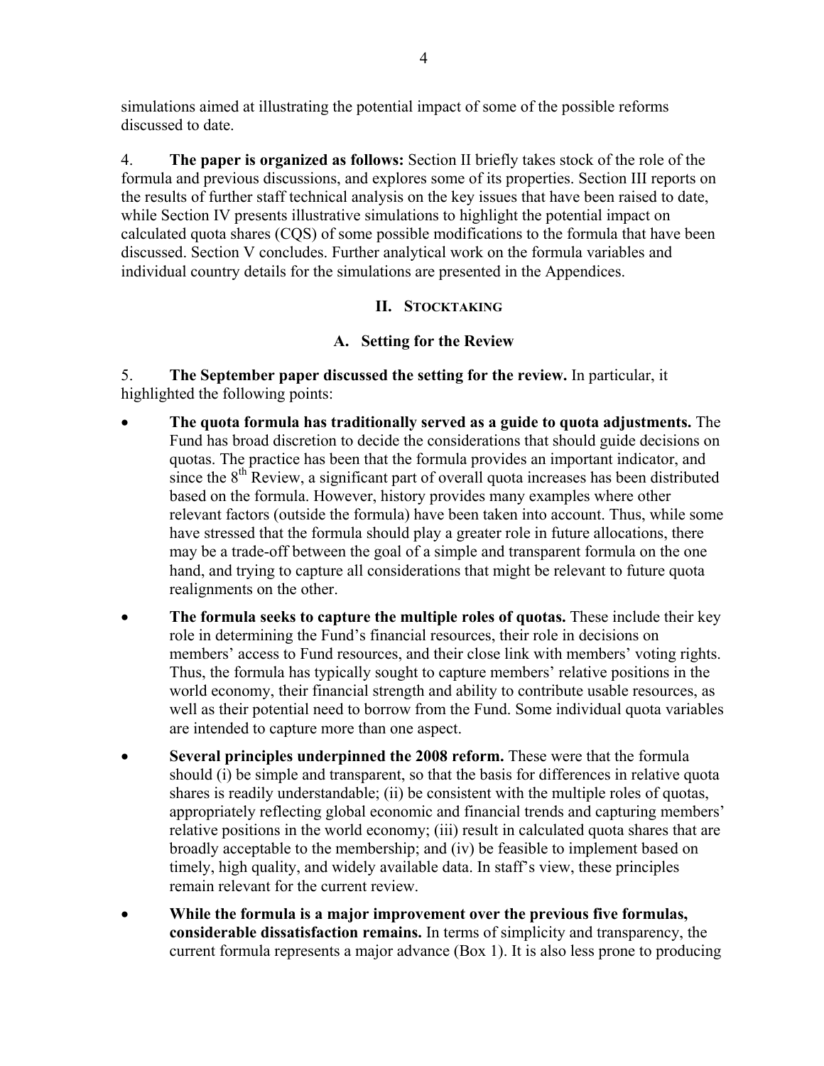simulations aimed at illustrating the potential impact of some of the possible reforms discussed to date.

4. **The paper is organized as follows:** Section II briefly takes stock of the role of the formula and previous discussions, and explores some of its properties. Section III reports on the results of further staff technical analysis on the key issues that have been raised to date, while Section IV presents illustrative simulations to highlight the potential impact on calculated quota shares (CQS) of some possible modifications to the formula that have been discussed. Section V concludes. Further analytical work on the formula variables and individual country details for the simulations are presented in the Appendices.

## II. Stocktaking

### A. Setting for the Review

5. **The September paper discussed the setting for the review.** In particular, it highlighted the following points:

- **The quota formula has traditionally served as a guide to quota adjustments.** The Fund has broad discretion to decide the considerations that should guide decisions on quotas. The practice has been that the formula provides an important indicator, and since the 8th Review, a significant part of overall quota increases has been distributed based on the formula. However, history provides many examples where other relevant factors (outside the formula) have been taken into account. Thus, while some have stressed that the formula should play a greater role in future allocations, there may be a trade-off between the goal of a simple and transparent formula on the one hand, and trying to capture all considerations that might be relevant to future quota realignments on the other.

- **The formula seeks to capture the multiple roles of quotas.** These include their key role in determining the Fund's financial resources, their role in decisions on members' access to Fund resources, and their close link with members' voting rights. Thus, the formula has typically sought to capture members' relative positions in the world economy, their financial strength and ability to contribute usable resources, as well as their potential need to borrow from the Fund. Some individual quota variables are intended to capture more than one aspect.

- **Several principles underpinned the 2008 reform.** These were that the formula should (i) be simple and transparent, so that the basis for differences in relative quota shares is readily understandable; (ii) be consistent with the multiple roles of quotas, appropriately reflecting global economic and financial trends and capturing members' relative positions in the world economy; (iii) result in calculated quota shares that are broadly acceptable to the membership; and (iv) be feasible to implement based on timely, high quality, and widely available data. In staff's view, these principles remain relevant for the current review.

- **While the formula is a major improvement over the previous five formulas, considerable dissatisfaction remains.** In terms of simplicity and transparency, the current formula represents a major advance (Box 1). It is also less prone to producing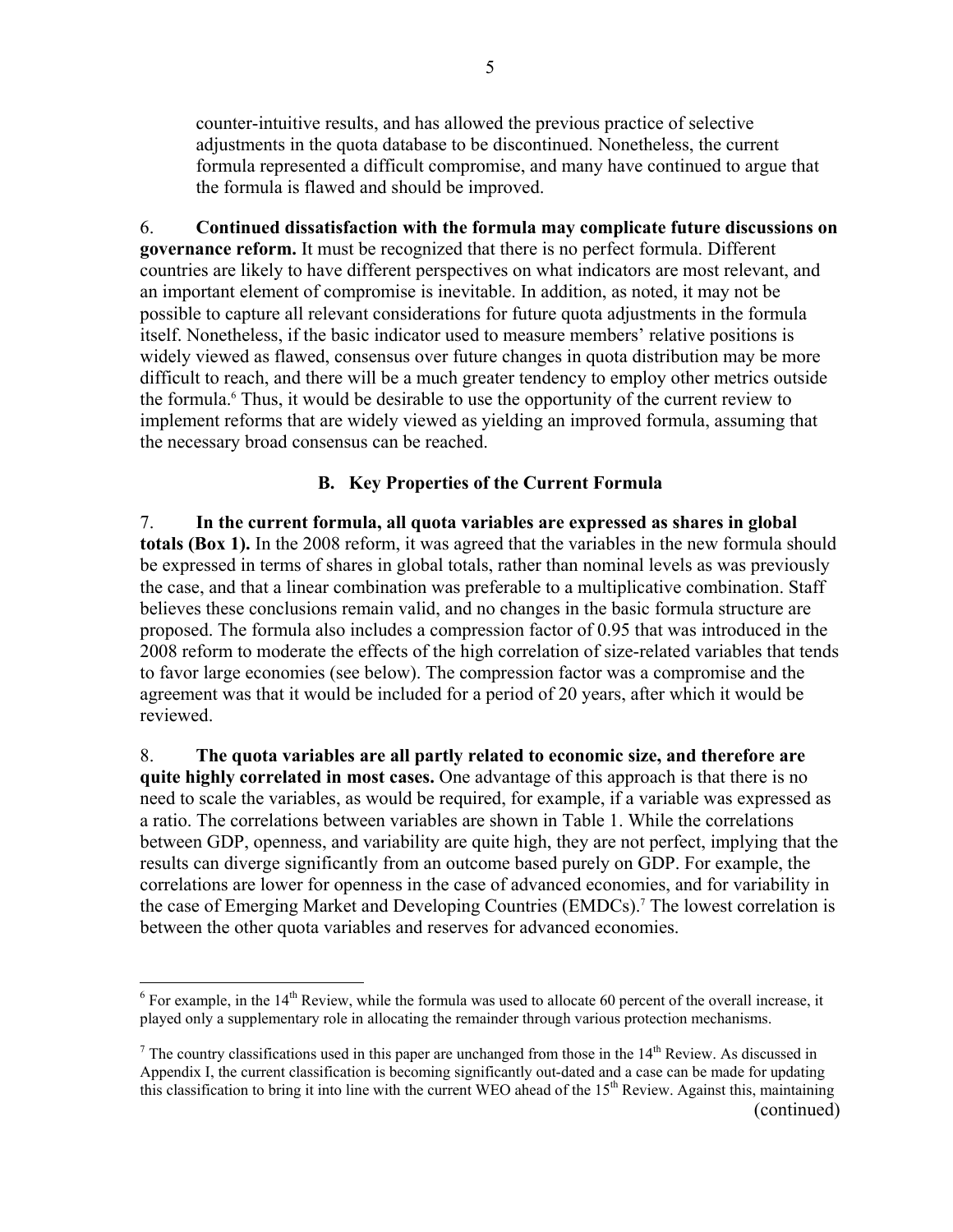counter-intuitive results, and has allowed the previous practice of selective adjustments in the quota database to be discontinued. Nonetheless, the current formula represented a difficult compromise, and many have continued to argue that the formula is flawed and should be improved.

6. **Continued dissatisfaction with the formula may complicate future discussions on governance reform.** It must be recognized that there is no perfect formula. Different countries are likely to have different perspectives on what indicators are most relevant, and an important element of compromise is inevitable. In addition, as noted, it may not be possible to capture all relevant considerations for future quota adjustments in the formula itself. Nonetheless, if the basic indicator used to measure members' relative positions is widely viewed as flawed, consensus over future changes in quota distribution may be more difficult to reach, and there will be a much greater tendency to employ other metrics outside the formula.[6] Thus, it would be desirable to use the opportunity of the current review to implement reforms that are widely viewed as yielding an improved formula, assuming that the necessary broad consensus can be reached.

## B. Key Properties of the Current Formula

7. **In the current formula, all quota variables are expressed as shares in global totals (Box 1).** In the 2008 reform, it was agreed that the variables in the new formula should be expressed in terms of shares in global totals, rather than nominal levels as was previously the case, and that a linear combination was preferable to a multiplicative combination. Staff believes these conclusions remain valid, and no changes in the basic formula structure are proposed. The formula also includes a compression factor of 0.95 that was introduced in the 2008 reform to moderate the effects of the high correlation of size-related variables that tends to favor large economies (see below). The compression factor was a compromise and the agreement was that it would be included for a period of 20 years, after which it would be reviewed.

8. **The quota variables are all partly related to economic size, and therefore are quite highly correlated in most cases.** One advantage of this approach is that there is no need to scale the variables, as would be required, for example, if a variable was expressed as a ratio. The correlations between variables are shown in Table 1. While the correlations between GDP, openness, and variability are quite high, they are not perfect, implying that the results can diverge significantly from an outcome based purely on GDP. For example, the correlations are lower for openness in the case of advanced economies, and for variability in the case of Emerging Market and Developing Countries (EMDCs).[7] The lowest correlation is between the other quota variables and reserves for advanced economies.

---

[6] For example, in the 14th Review, while the formula was used to allocate 60 percent of the overall increase, it played only a supplementary role in allocating the remainder through various protection mechanisms.

[7] The country classifications used in this paper are unchanged from those in the 14th Review. As discussed in Appendix I, the current classification is becoming significantly out-dated and a case can be made for updating this classification to bring it into line with the current WEO ahead of the 15th Review. Against this, maintaining (continued)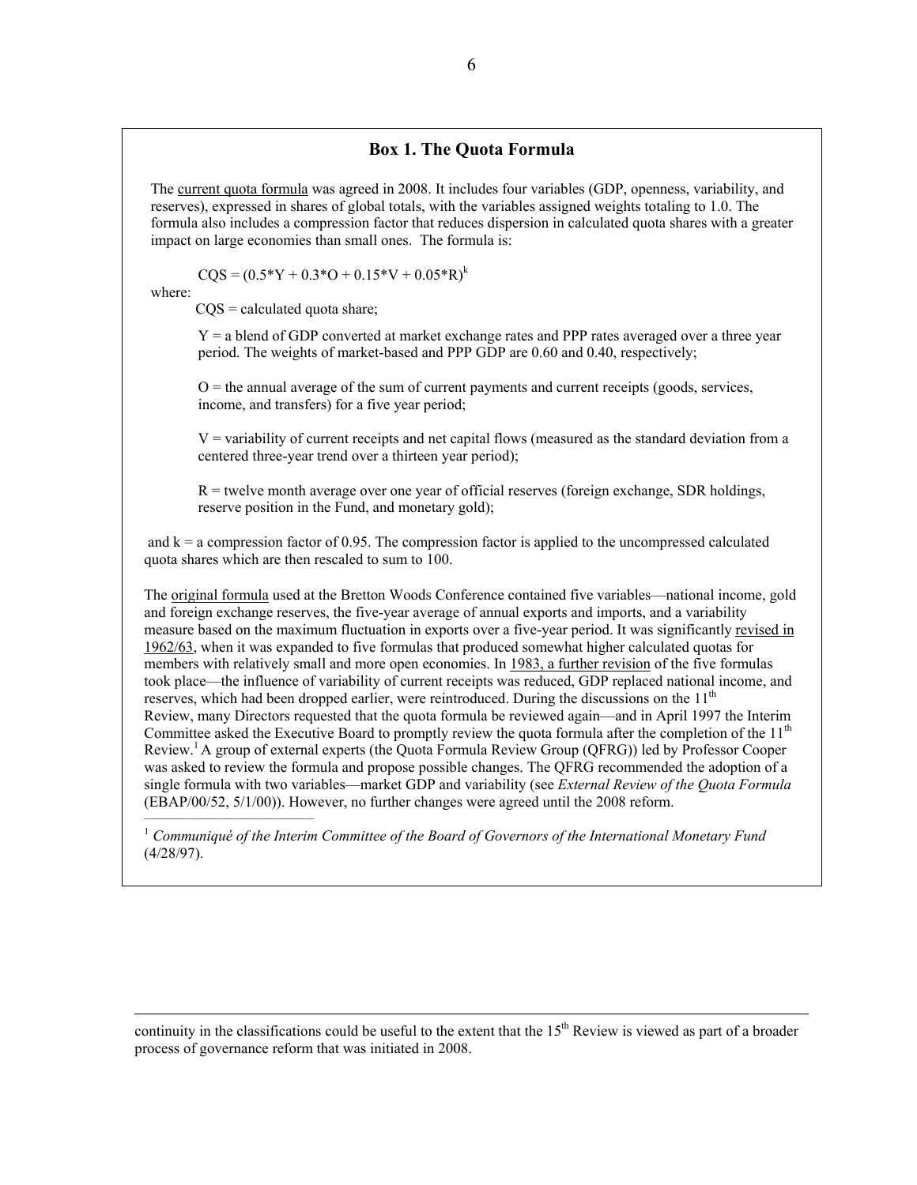### Box 1. The Quota Formula

The current quota formula was agreed in 2008. It includes four variables (GDP, openness, variability, and reserves), expressed in shares of global totals, with the variables assigned weights totaling to 1.0. The formula also includes a compression factor that reduces dispersion in calculated quota shares with a greater impact on large economies than small ones. The formula is:

$$CQS = (0.5*Y + 0.3*O + 0.15*V + 0.05*R)^k$$

where:

CQS = calculated quota share;

Y = a blend of GDP converted at market exchange rates and PPP rates averaged over a three year period. The weights of market-based and PPP GDP are 0.60 and 0.40, respectively;

O = the annual average of the sum of current payments and current receipts (goods, services, income, and transfers) for a five year period;

V = variability of current receipts and net capital flows (measured as the standard deviation from a centered three-year trend over a thirteen year period);

R = twelve month average over one year of official reserves (foreign exchange, SDR holdings, reserve position in the Fund, and monetary gold);

and k = a compression factor of 0.95. The compression factor is applied to the uncompressed calculated quota shares which are then rescaled to sum to 100.

The original formula used at the Bretton Woods Conference contained five variables—national income, gold and foreign exchange reserves, the five-year average of annual exports and imports, and a variability measure based on the maximum fluctuation in exports over a five-year period. It was significantly revised in 1962/63, when it was expanded to five formulas that produced somewhat higher calculated quotas for members with relatively small and more open economies. In 1983, a further revision of the five formulas took place—the influence of variability of current receipts was reduced, GDP replaced national income, and reserves, which had been dropped earlier, were reintroduced. During the discussions on the 11th Review, many Directors requested that the quota formula be reviewed again—and in April 1997 the Interim Committee asked the Executive Board to promptly review the quota formula after the completion of the 11th Review.[1] A group of external experts (the Quota Formula Review Group (QFRG)) led by Professor Cooper was asked to review the formula and propose possible changes. The QFRG recommended the adoption of a single formula with two variables—market GDP and variability (see *External Review of the Quota Formula* (EBAP/00/52, 5/1/00)). However, no further changes were agreed until the 2008 reform.

[1] *Communiqué of the Interim Committee of the Board of Governors of the International Monetary Fund* (4/28/97).

continuity in the classifications could be useful to the extent that the 15th Review is viewed as part of a broader process of governance reform that was initiated in 2008.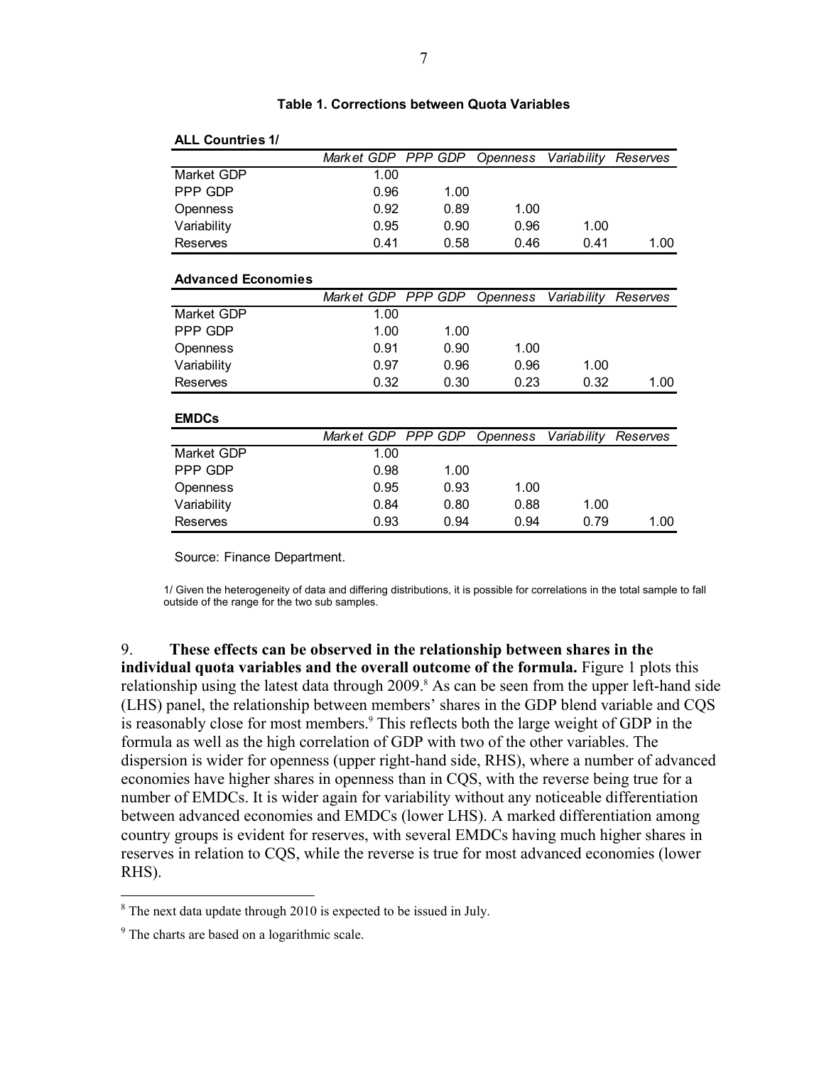**Table 1. Corrections between Quota Variables**

**ALL Countries 1/**

| | *Market GDP* | *PPP GDP* | *Openness* | *Variability* | *Reserves* |
|---|---|---|---|---|---|
| Market GDP | 1.00 | | | | |
| PPP GDP | 0.96 | 1.00 | | | |
| Openness | 0.92 | 0.89 | 1.00 | | |
| Variability | 0.95 | 0.90 | 0.96 | 1.00 | |
| Reserves | 0.41 | 0.58 | 0.46 | 0.41 | 1.00 |

**Advanced Economies**

| | *Market GDP* | *PPP GDP* | *Openness* | *Variability* | *Reserves* |
|---|---|---|---|---|---|
| Market GDP | 1.00 | | | | |
| PPP GDP | 1.00 | 1.00 | | | |
| Openness | 0.91 | 0.90 | 1.00 | | |
| Variability | 0.97 | 0.96 | 0.96 | 1.00 | |
| Reserves | 0.32 | 0.30 | 0.23 | 0.32 | 1.00 |

**EMDCs**

| | *Market GDP* | *PPP GDP* | *Openness* | *Variability* | *Reserves* |
|---|---|---|---|---|---|
| Market GDP | 1.00 | | | | |
| PPP GDP | 0.98 | 1.00 | | | |
| Openness | 0.95 | 0.93 | 1.00 | | |
| Variability | 0.84 | 0.80 | 0.88 | 1.00 | |
| Reserves | 0.93 | 0.94 | 0.94 | 0.79 | 1.00 |

Source: Finance Department.

1/ Given the heterogeneity of data and differing distributions, it is possible for correlations in the total sample to fall outside of the range for the two sub samples.

9. **These effects can be observed in the relationship between shares in the individual quota variables and the overall outcome of the formula.** Figure 1 plots this relationship using the latest data through 2009.[8] As can be seen from the upper left-hand side (LHS) panel, the relationship between members' shares in the GDP blend variable and CQS is reasonably close for most members.[9] This reflects both the large weight of GDP in the formula as well as the high correlation of GDP with two of the other variables. The dispersion is wider for openness (upper right-hand side, RHS), where a number of advanced economies have higher shares in openness than in CQS, with the reverse being true for a number of EMDCs. It is wider again for variability without any noticeable differentiation between advanced economies and EMDCs (lower LHS). A marked differentiation among country groups is evident for reserves, with several EMDCs having much higher shares in reserves in relation to CQS, while the reverse is true for most advanced economies (lower RHS).

[8] The next data update through 2010 is expected to be issued in July.

[9] The charts are based on a logarithmic scale.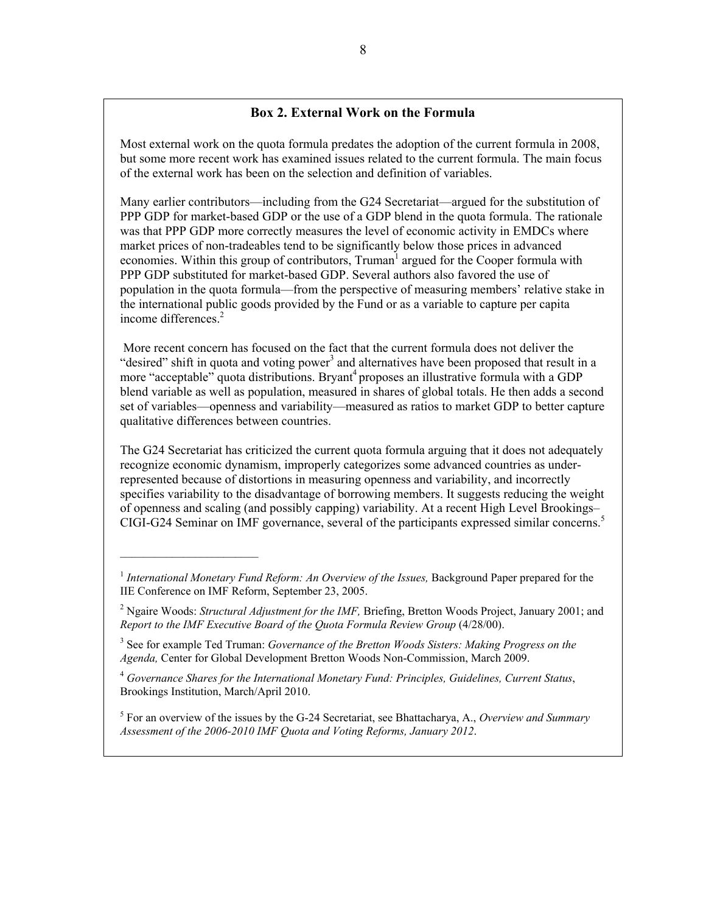## Box 2. External Work on the Formula

Most external work on the quota formula predates the adoption of the current formula in 2008, but some more recent work has examined issues related to the current formula. The main focus of the external work has been on the selection and definition of variables.

Many earlier contributors—including from the G24 Secretariat—argued for the substitution of PPP GDP for market-based GDP or the use of a GDP blend in the quota formula. The rationale was that PPP GDP more correctly measures the level of economic activity in EMDCs where market prices of non-tradeables tend to be significantly below those prices in advanced economies. Within this group of contributors, Truman[1] argued for the Cooper formula with PPP GDP substituted for market-based GDP. Several authors also favored the use of population in the quota formula—from the perspective of measuring members' relative stake in the international public goods provided by the Fund or as a variable to capture per capita income differences.[2]

More recent concern has focused on the fact that the current formula does not deliver the "desired" shift in quota and voting power[3] and alternatives have been proposed that result in a more "acceptable" quota distributions. Bryant[4] proposes an illustrative formula with a GDP blend variable as well as population, measured in shares of global totals. He then adds a second set of variables—openness and variability—measured as ratios to market GDP to better capture qualitative differences between countries.

The G24 Secretariat has criticized the current quota formula arguing that it does not adequately recognize economic dynamism, improperly categorizes some advanced countries as under-represented because of distortions in measuring openness and variability, and incorrectly specifies variability to the disadvantage of borrowing members. It suggests reducing the weight of openness and scaling (and possibly capping) variability. At a recent High Level Brookings–CIGI-G24 Seminar on IMF governance, several of the participants expressed similar concerns.[5]

---

[1] *International Monetary Fund Reform: An Overview of the Issues,* Background Paper prepared for the IIE Conference on IMF Reform, September 23, 2005.

[2] Ngaire Woods: *Structural Adjustment for the IMF,* Briefing, Bretton Woods Project, January 2001; and *Report to the IMF Executive Board of the Quota Formula Review Group* (4/28/00).

[3] See for example Ted Truman: *Governance of the Bretton Woods Sisters: Making Progress on the Agenda,* Center for Global Development Bretton Woods Non-Commission, March 2009.

[4] *Governance Shares for the International Monetary Fund: Principles, Guidelines, Current Status*, Brookings Institution, March/April 2010.

[5] For an overview of the issues by the G-24 Secretariat, see Bhattacharya, A., *Overview and Summary Assessment of the 2006-2010 IMF Quota and Voting Reforms, January 2012*.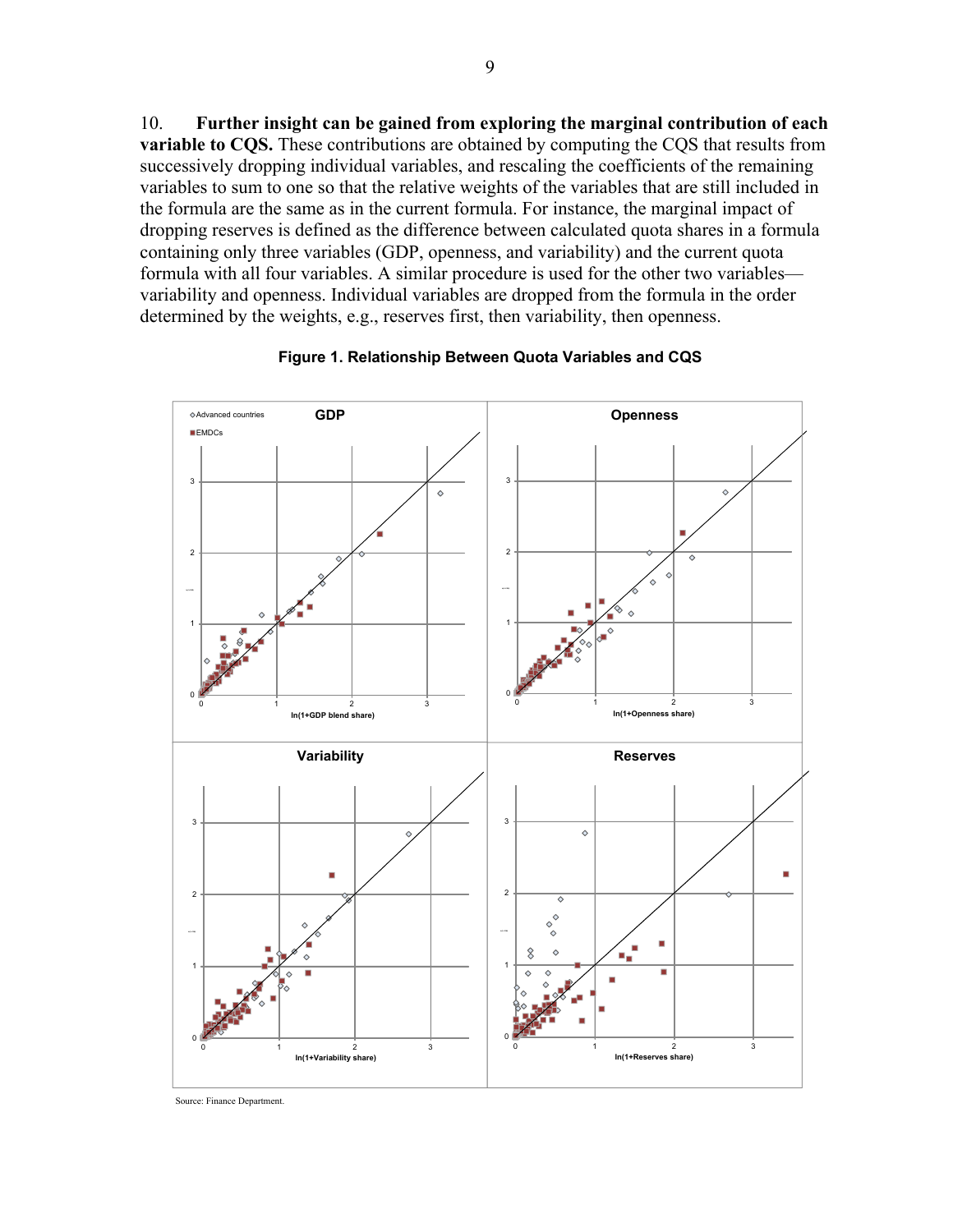10. **Further insight can be gained from exploring the marginal contribution of each variable to CQS.** These contributions are obtained by computing the CQS that results from successively dropping individual variables, and rescaling the coefficients of the remaining variables to sum to one so that the relative weights of the variables that are still included in the formula are the same as in the current formula. For instance, the marginal impact of dropping reserves is defined as the difference between calculated quota shares in a formula containing only three variables (GDP, openness, and variability) and the current quota formula with all four variables. A similar procedure is used for the other two variables—variability and openness. Individual variables are dropped from the formula in the order determined by the weights, e.g., reserves first, then variability, then openness.

**Figure 1. Relationship Between Quota Variables and CQS**

Source: Finance Department.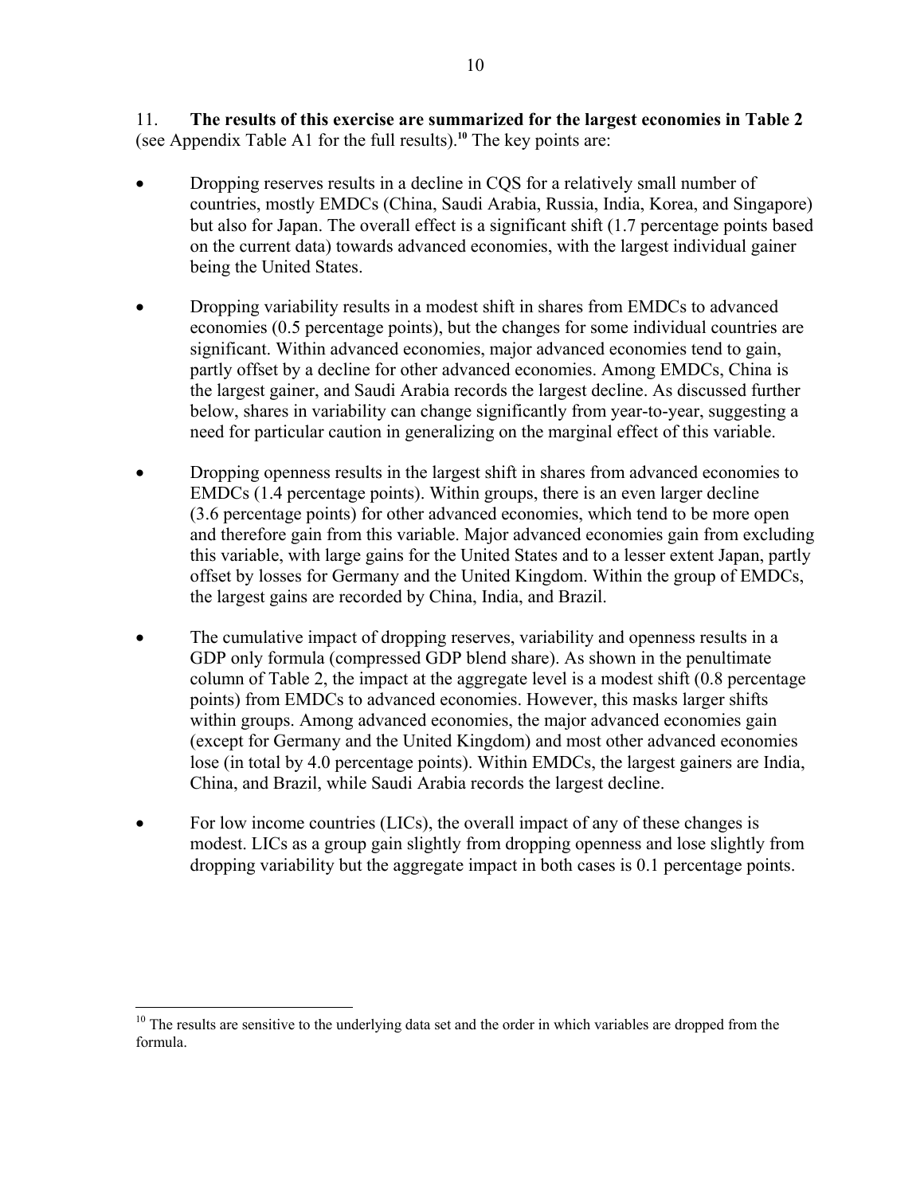11. **The results of this exercise are summarized for the largest economies in Table 2** (see Appendix Table A1 for the full results).[10] The key points are:

- Dropping reserves results in a decline in CQS for a relatively small number of countries, mostly EMDCs (China, Saudi Arabia, Russia, India, Korea, and Singapore) but also for Japan. The overall effect is a significant shift (1.7 percentage points based on the current data) towards advanced economies, with the largest individual gainer being the United States.

- Dropping variability results in a modest shift in shares from EMDCs to advanced economies (0.5 percentage points), but the changes for some individual countries are significant. Within advanced economies, major advanced economies tend to gain, partly offset by a decline for other advanced economies. Among EMDCs, China is the largest gainer, and Saudi Arabia records the largest decline. As discussed further below, shares in variability can change significantly from year-to-year, suggesting a need for particular caution in generalizing on the marginal effect of this variable.

- Dropping openness results in the largest shift in shares from advanced economies to EMDCs (1.4 percentage points). Within groups, there is an even larger decline (3.6 percentage points) for other advanced economies, which tend to be more open and therefore gain from this variable. Major advanced economies gain from excluding this variable, with large gains for the United States and to a lesser extent Japan, partly offset by losses for Germany and the United Kingdom. Within the group of EMDCs, the largest gains are recorded by China, India, and Brazil.

- The cumulative impact of dropping reserves, variability and openness results in a GDP only formula (compressed GDP blend share). As shown in the penultimate column of Table 2, the impact at the aggregate level is a modest shift (0.8 percentage points) from EMDCs to advanced economies. However, this masks larger shifts within groups. Among advanced economies, the major advanced economies gain (except for Germany and the United Kingdom) and most other advanced economies lose (in total by 4.0 percentage points). Within EMDCs, the largest gainers are India, China, and Brazil, while Saudi Arabia records the largest decline.

- For low income countries (LICs), the overall impact of any of these changes is modest. LICs as a group gain slightly from dropping openness and lose slightly from dropping variability but the aggregate impact in both cases is 0.1 percentage points.

[10] The results are sensitive to the underlying data set and the order in which variables are dropped from the formula.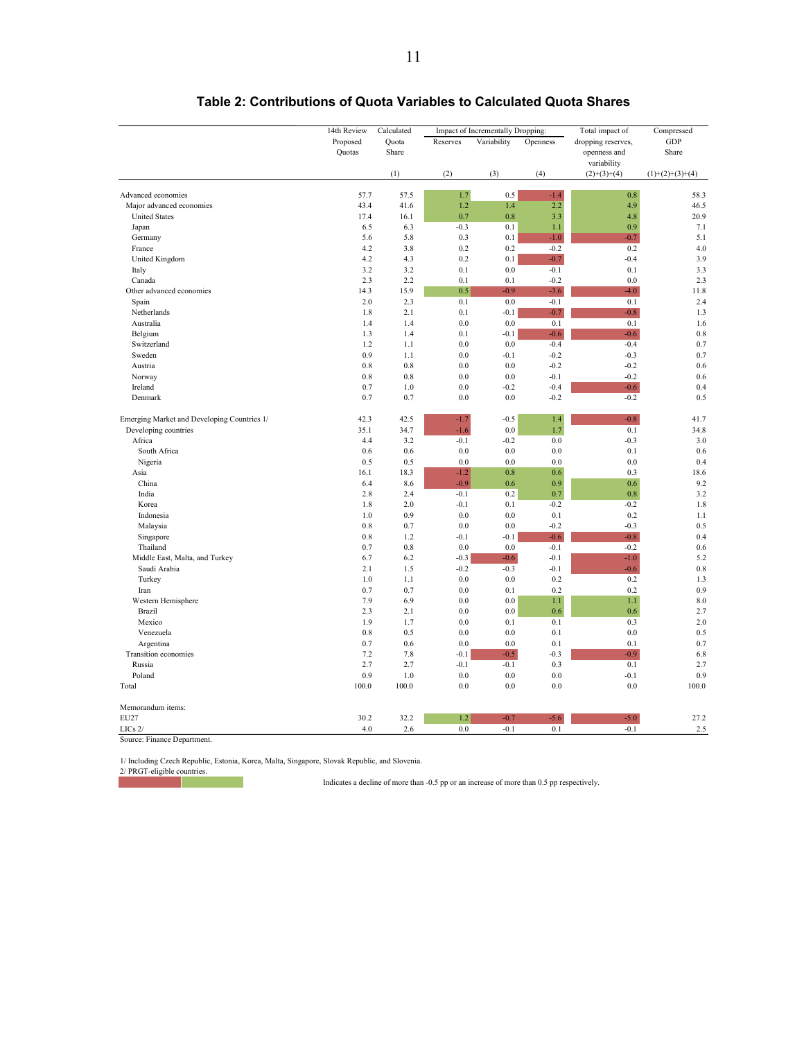## Table 2: Contributions of Quota Variables to Calculated Quota Shares

| | 14th Review Proposed Quotas | Calculated Quota Share | Impact of Incrementally Dropping: Reserves | Variability | Openness | Total impact of dropping reserves, openness and variability | Compressed GDP Share |
|---|---|---|---|---|---|---|---|
| | | (1) | (2) | (3) | (4) | (2)+(3)+(4) | (1)+(2)+(3)+(4) |
| Advanced economies | 57.7 | 57.5 | 1.7 | 0.5 | -1.4 | 0.8 | 58.3 |
| Major advanced economies | 43.4 | 41.6 | 1.2 | 1.4 | 2.2 | 4.9 | 46.5 |
| United States | 17.4 | 16.1 | 0.7 | 0.8 | 3.3 | 4.8 | 20.9 |
| Japan | 6.5 | 6.3 | -0.3 | 0.1 | 1.1 | 0.9 | 7.1 |
| Germany | 5.6 | 5.8 | 0.3 | 0.1 | -1.0 | -0.7 | 5.1 |
| France | 4.2 | 3.8 | 0.2 | 0.2 | -0.2 | 0.2 | 4.0 |
| United Kingdom | 4.2 | 4.3 | 0.2 | 0.1 | -0.7 | -0.4 | 3.9 |
| Italy | 3.2 | 3.2 | 0.1 | 0.0 | -0.1 | 0.1 | 3.3 |
| Canada | 2.3 | 2.2 | 0.1 | 0.1 | -0.2 | 0.0 | 2.3 |
| Other advanced economies | 14.3 | 15.9 | 0.5 | -0.9 | -3.6 | -4.0 | 11.8 |
| Spain | 2.0 | 2.3 | 0.1 | 0.0 | -0.1 | 0.1 | 2.4 |
| Netherlands | 1.8 | 2.1 | 0.1 | -0.1 | -0.7 | -0.8 | 1.3 |
| Australia | 1.4 | 1.4 | 0.0 | 0.0 | 0.1 | 0.1 | 1.6 |
| Belgium | 1.3 | 1.4 | 0.1 | -0.1 | -0.6 | -0.6 | 0.8 |
| Switzerland | 1.2 | 1.1 | 0.0 | 0.0 | -0.4 | -0.4 | 0.7 |
| Sweden | 0.9 | 1.1 | 0.0 | -0.1 | -0.2 | -0.3 | 0.7 |
| Austria | 0.8 | 0.8 | 0.0 | 0.0 | -0.2 | -0.2 | 0.6 |
| Norway | 0.8 | 0.8 | 0.0 | 0.0 | -0.1 | -0.2 | 0.6 |
| Ireland | 0.7 | 1.0 | 0.0 | -0.2 | -0.4 | -0.6 | 0.4 |
| Denmark | 0.7 | 0.7 | 0.0 | 0.0 | -0.2 | -0.2 | 0.5 |
| Emerging Market and Developing Countries 1/ | 42.3 | 42.5 | -1.7 | -0.5 | 1.4 | -0.8 | 41.7 |
| Developing countries | 35.1 | 34.7 | -1.6 | 0.0 | 1.7 | 0.1 | 34.8 |
| Africa | 4.4 | 3.2 | -0.1 | -0.2 | 0.0 | -0.3 | 3.0 |
| South Africa | 0.6 | 0.6 | 0.0 | 0.0 | 0.0 | 0.1 | 0.6 |
| Nigeria | 0.5 | 0.5 | 0.0 | 0.0 | 0.0 | 0.0 | 0.4 |
| Asia | 16.1 | 18.3 | -1.2 | 0.8 | 0.6 | 0.3 | 18.6 |
| China | 6.4 | 8.6 | -0.9 | 0.6 | 0.9 | 0.6 | 9.2 |
| India | 2.8 | 2.4 | -0.1 | 0.2 | 0.7 | 0.8 | 3.2 |
| Korea | 1.8 | 2.0 | -0.1 | 0.1 | -0.2 | -0.2 | 1.8 |
| Indonesia | 1.0 | 0.9 | 0.0 | 0.0 | 0.1 | 0.2 | 1.1 |
| Malaysia | 0.8 | 0.7 | 0.0 | 0.0 | -0.2 | -0.3 | 0.5 |
| Singapore | 0.8 | 1.2 | -0.1 | -0.1 | -0.6 | -0.8 | 0.4 |
| Thailand | 0.7 | 0.8 | 0.0 | 0.0 | -0.1 | -0.2 | 0.6 |
| Middle East, Malta, and Turkey | 6.7 | 6.2 | -0.3 | -0.6 | -0.1 | -1.0 | 5.2 |
| Saudi Arabia | 2.1 | 1.5 | -0.2 | -0.3 | -0.1 | -0.6 | 0.8 |
| Turkey | 1.0 | 1.1 | 0.0 | 0.0 | 0.2 | 0.2 | 1.3 |
| Iran | 0.7 | 0.7 | 0.0 | 0.1 | 0.2 | 0.2 | 0.9 |
| Western Hemisphere | 7.9 | 6.9 | 0.0 | 0.0 | 1.1 | 1.1 | 8.0 |
| Brazil | 2.3 | 2.1 | 0.0 | 0.0 | 0.6 | 0.6 | 2.7 |
| Mexico | 1.9 | 1.7 | 0.0 | 0.1 | 0.1 | 0.3 | 2.0 |
| Venezuela | 0.8 | 0.5 | 0.0 | 0.0 | 0.1 | 0.0 | 0.5 |
| Argentina | 0.7 | 0.6 | 0.0 | 0.0 | 0.1 | 0.1 | 0.7 |
| Transition economies | 7.2 | 7.8 | -0.1 | -0.5 | -0.3 | -0.9 | 6.8 |
| Russia | 2.7 | 2.7 | -0.1 | -0.1 | 0.3 | 0.1 | 2.7 |
| Poland | 0.9 | 1.0 | 0.0 | 0.0 | 0.0 | -0.1 | 0.9 |
| Total | 100.0 | 100.0 | 0.0 | 0.0 | 0.0 | 0.0 | 100.0 |
| Memorandum items: | | | | | | | |
| EU27 | 30.2 | 32.2 | 1.2 | -0.7 | -5.6 | -5.0 | 27.2 |
| LICs 2/ | 4.0 | 2.6 | 0.0 | -0.1 | 0.1 | -0.1 | 2.5 |

Source: Finance Department.

1/ Including Czech Republic, Estonia, Korea, Malta, Singapore, Slovak Republic, and Slovenia.
2/ PRGT-eligible countries.

Indicates a decline of more than -0.5 pp or an increase of more than 0.5 pp respectively.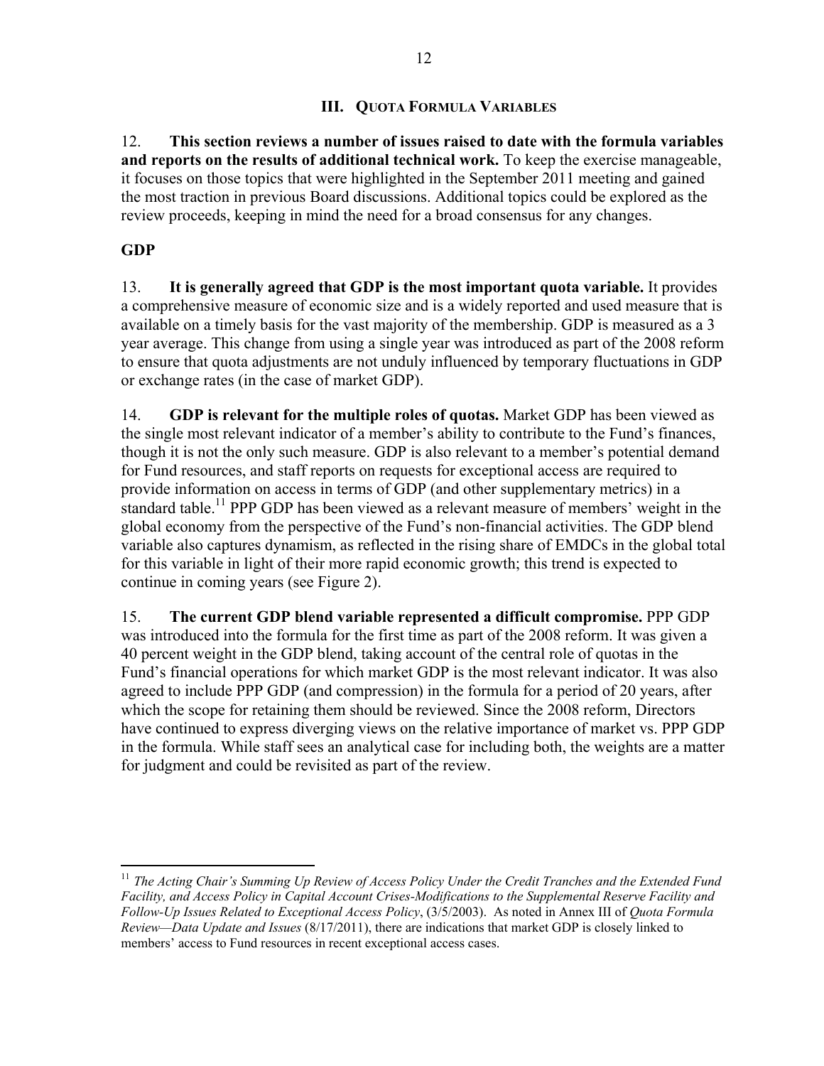## III. Quota Formula Variables

12. **This section reviews a number of issues raised to date with the formula variables and reports on the results of additional technical work.** To keep the exercise manageable, it focuses on those topics that were highlighted in the September 2011 meeting and gained the most traction in previous Board discussions. Additional topics could be explored as the review proceeds, keeping in mind the need for a broad consensus for any changes.

### GDP

13. **It is generally agreed that GDP is the most important quota variable.** It provides a comprehensive measure of economic size and is a widely reported and used measure that is available on a timely basis for the vast majority of the membership. GDP is measured as a 3 year average. This change from using a single year was introduced as part of the 2008 reform to ensure that quota adjustments are not unduly influenced by temporary fluctuations in GDP or exchange rates (in the case of market GDP).

14. **GDP is relevant for the multiple roles of quotas.** Market GDP has been viewed as the single most relevant indicator of a member's ability to contribute to the Fund's finances, though it is not the only such measure. GDP is also relevant to a member's potential demand for Fund resources, and staff reports on requests for exceptional access are required to provide information on access in terms of GDP (and other supplementary metrics) in a standard table.[11] PPP GDP has been viewed as a relevant measure of members' weight in the global economy from the perspective of the Fund's non-financial activities. The GDP blend variable also captures dynamism, as reflected in the rising share of EMDCs in the global total for this variable in light of their more rapid economic growth; this trend is expected to continue in coming years (see Figure 2).

15. **The current GDP blend variable represented a difficult compromise.** PPP GDP was introduced into the formula for the first time as part of the 2008 reform. It was given a 40 percent weight in the GDP blend, taking account of the central role of quotas in the Fund's financial operations for which market GDP is the most relevant indicator. It was also agreed to include PPP GDP (and compression) in the formula for a period of 20 years, after which the scope for retaining them should be reviewed. Since the 2008 reform, Directors have continued to express diverging views on the relative importance of market vs. PPP GDP in the formula. While staff sees an analytical case for including both, the weights are a matter for judgment and could be revisited as part of the review.

---

[11] *The Acting Chair's Summing Up Review of Access Policy Under the Credit Tranches and the Extended Fund Facility, and Access Policy in Capital Account Crises-Modifications to the Supplemental Reserve Facility and Follow-Up Issues Related to Exceptional Access Policy*, (3/5/2003). As noted in Annex III of *Quota Formula Review—Data Update and Issues* (8/17/2011), there are indications that market GDP is closely linked to members' access to Fund resources in recent exceptional access cases.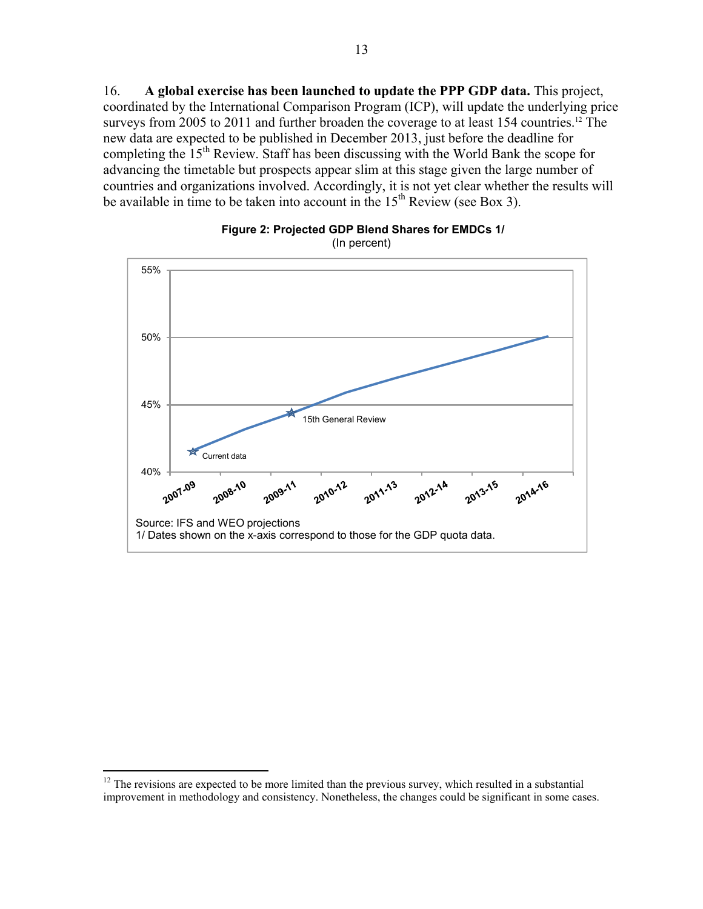16. **A global exercise has been launched to update the PPP GDP data.** This project, coordinated by the International Comparison Program (ICP), will update the underlying price surveys from 2005 to 2011 and further broaden the coverage to at least 154 countries.[12] The new data are expected to be published in December 2013, just before the deadline for completing the 15th Review. Staff has been discussing with the World Bank the scope for advancing the timetable but prospects appear slim at this stage given the large number of countries and organizations involved. Accordingly, it is not yet clear whether the results will be available in time to be taken into account in the 15th Review (see Box 3).

**Figure 2: Projected GDP Blend Shares for EMDCs 1/**
(In percent)

Source: IFS and WEO projections
1/ Dates shown on the x-axis correspond to those for the GDP quota data.

---

[12] The revisions are expected to be more limited than the previous survey, which resulted in a substantial improvement in methodology and consistency. Nonetheless, the changes could be significant in some cases.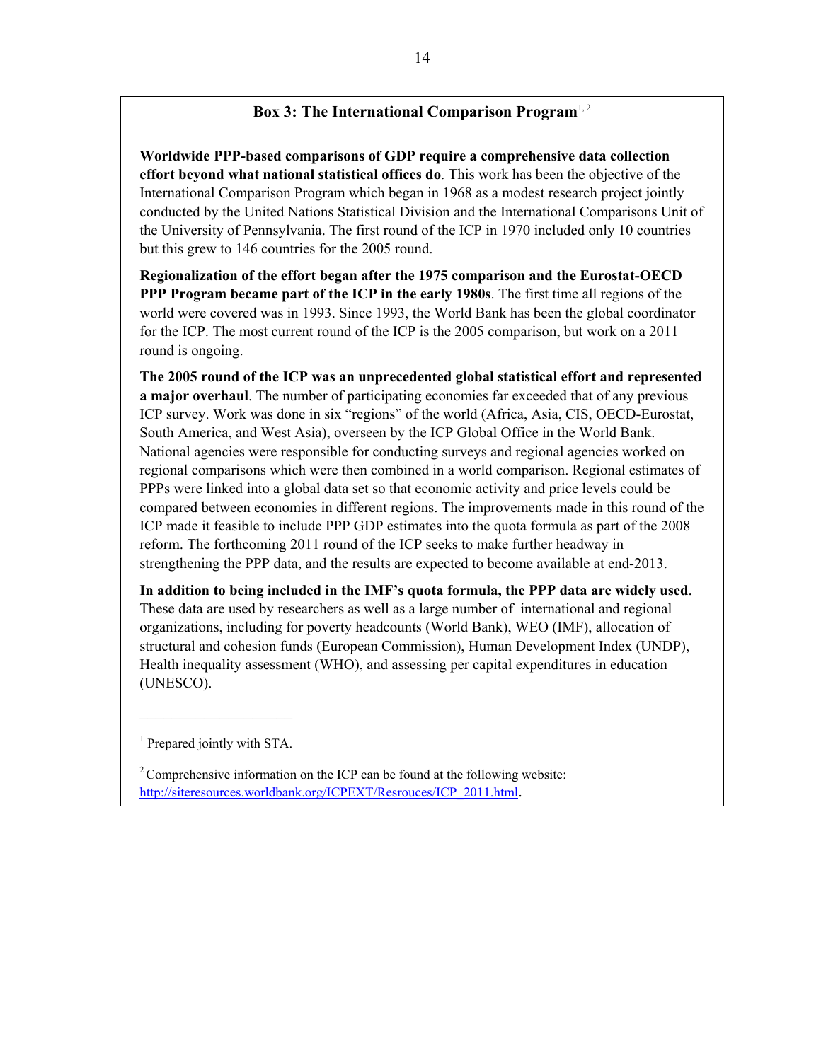## Box 3: The International Comparison Program[1, 2]

**Worldwide PPP-based comparisons of GDP require a comprehensive data collection effort beyond what national statistical offices do**. This work has been the objective of the International Comparison Program which began in 1968 as a modest research project jointly conducted by the United Nations Statistical Division and the International Comparisons Unit of the University of Pennsylvania. The first round of the ICP in 1970 included only 10 countries but this grew to 146 countries for the 2005 round.

**Regionalization of the effort began after the 1975 comparison and the Eurostat-OECD PPP Program became part of the ICP in the early 1980s**. The first time all regions of the world were covered was in 1993. Since 1993, the World Bank has been the global coordinator for the ICP. The most current round of the ICP is the 2005 comparison, but work on a 2011 round is ongoing.

**The 2005 round of the ICP was an unprecedented global statistical effort and represented a major overhaul**. The number of participating economies far exceeded that of any previous ICP survey. Work was done in six "regions" of the world (Africa, Asia, CIS, OECD-Eurostat, South America, and West Asia), overseen by the ICP Global Office in the World Bank. National agencies were responsible for conducting surveys and regional agencies worked on regional comparisons which were then combined in a world comparison. Regional estimates of PPPs were linked into a global data set so that economic activity and price levels could be compared between economies in different regions. The improvements made in this round of the ICP made it feasible to include PPP GDP estimates into the quota formula as part of the 2008 reform. The forthcoming 2011 round of the ICP seeks to make further headway in strengthening the PPP data, and the results are expected to become available at end-2013.

**In addition to being included in the IMF's quota formula, the PPP data are widely used**. These data are used by researchers as well as a large number of international and regional organizations, including for poverty headcounts (World Bank), WEO (IMF), allocation of structural and cohesion funds (European Commission), Human Development Index (UNDP), Health inequality assessment (WHO), and assessing per capital expenditures in education (UNESCO).

---

[1] Prepared jointly with STA.

[2] Comprehensive information on the ICP can be found at the following website: http://siteresources.worldbank.org/ICPEXT/Resrouces/ICP_2011.html.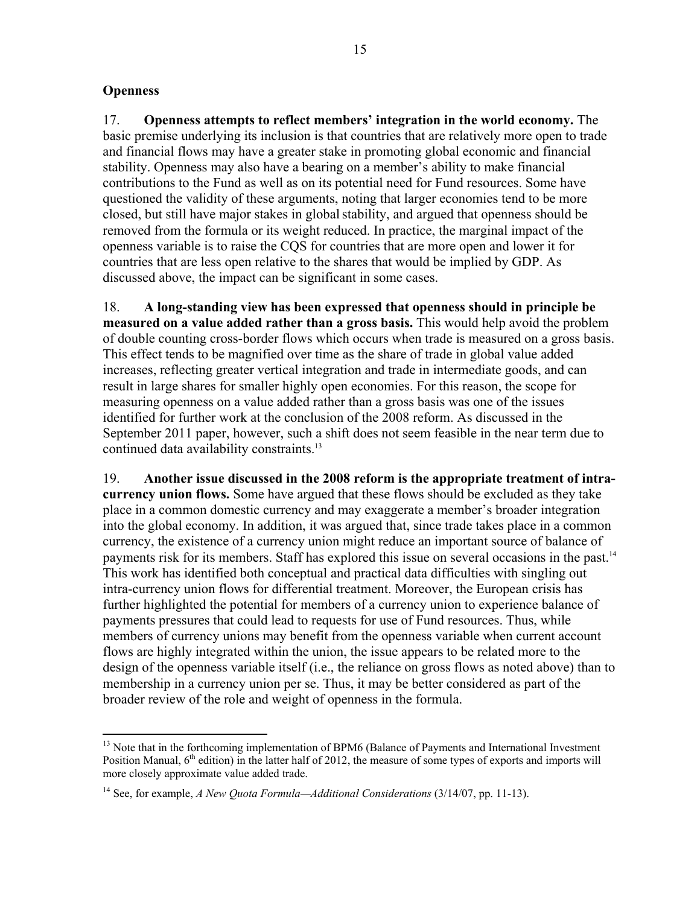**Openness**

17. **Openness attempts to reflect members' integration in the world economy.** The basic premise underlying its inclusion is that countries that are relatively more open to trade and financial flows may have a greater stake in promoting global economic and financial stability. Openness may also have a bearing on a member's ability to make financial contributions to the Fund as well as on its potential need for Fund resources. Some have questioned the validity of these arguments, noting that larger economies tend to be more closed, but still have major stakes in global stability, and argued that openness should be removed from the formula or its weight reduced. In practice, the marginal impact of the openness variable is to raise the CQS for countries that are more open and lower it for countries that are less open relative to the shares that would be implied by GDP. As discussed above, the impact can be significant in some cases.

18. **A long-standing view has been expressed that openness should in principle be measured on a value added rather than a gross basis.** This would help avoid the problem of double counting cross-border flows which occurs when trade is measured on a gross basis. This effect tends to be magnified over time as the share of trade in global value added increases, reflecting greater vertical integration and trade in intermediate goods, and can result in large shares for smaller highly open economies. For this reason, the scope for measuring openness on a value added rather than a gross basis was one of the issues identified for further work at the conclusion of the 2008 reform. As discussed in the September 2011 paper, however, such a shift does not seem feasible in the near term due to continued data availability constraints.[13]

19. **Another issue discussed in the 2008 reform is the appropriate treatment of intra-currency union flows.** Some have argued that these flows should be excluded as they take place in a common domestic currency and may exaggerate a member's broader integration into the global economy. In addition, it was argued that, since trade takes place in a common currency, the existence of a currency union might reduce an important source of balance of payments risk for its members. Staff has explored this issue on several occasions in the past.[14] This work has identified both conceptual and practical data difficulties with singling out intra-currency union flows for differential treatment. Moreover, the European crisis has further highlighted the potential for members of a currency union to experience balance of payments pressures that could lead to requests for use of Fund resources. Thus, while members of currency unions may benefit from the openness variable when current account flows are highly integrated within the union, the issue appears to be related more to the design of the openness variable itself (i.e., the reliance on gross flows as noted above) than to membership in a currency union per se. Thus, it may be better considered as part of the broader review of the role and weight of openness in the formula.

---

[13] Note that in the forthcoming implementation of BPM6 (Balance of Payments and International Investment Position Manual, 6th edition) in the latter half of 2012, the measure of some types of exports and imports will more closely approximate value added trade.

[14] See, for example, *A New Quota Formula—Additional Considerations* (3/14/07, pp. 11-13).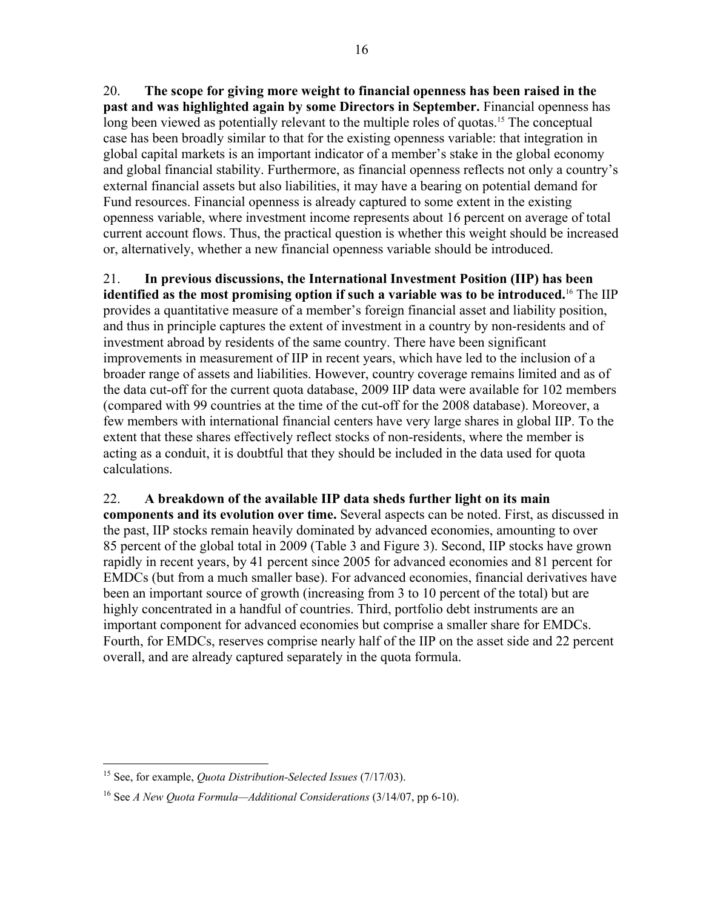20. **The scope for giving more weight to financial openness has been raised in the past and was highlighted again by some Directors in September.** Financial openness has long been viewed as potentially relevant to the multiple roles of quotas.[15] The conceptual case has been broadly similar to that for the existing openness variable: that integration in global capital markets is an important indicator of a member's stake in the global economy and global financial stability. Furthermore, as financial openness reflects not only a country's external financial assets but also liabilities, it may have a bearing on potential demand for Fund resources. Financial openness is already captured to some extent in the existing openness variable, where investment income represents about 16 percent on average of total current account flows. Thus, the practical question is whether this weight should be increased or, alternatively, whether a new financial openness variable should be introduced.

21. **In previous discussions, the International Investment Position (IIP) has been identified as the most promising option if such a variable was to be introduced.**[16] The IIP provides a quantitative measure of a member's foreign financial asset and liability position, and thus in principle captures the extent of investment in a country by non-residents and of investment abroad by residents of the same country. There have been significant improvements in measurement of IIP in recent years, which have led to the inclusion of a broader range of assets and liabilities. However, country coverage remains limited and as of the data cut-off for the current quota database, 2009 IIP data were available for 102 members (compared with 99 countries at the time of the cut-off for the 2008 database). Moreover, a few members with international financial centers have very large shares in global IIP. To the extent that these shares effectively reflect stocks of non-residents, where the member is acting as a conduit, it is doubtful that they should be included in the data used for quota calculations.

22. **A breakdown of the available IIP data sheds further light on its main components and its evolution over time.** Several aspects can be noted. First, as discussed in the past, IIP stocks remain heavily dominated by advanced economies, amounting to over 85 percent of the global total in 2009 (Table 3 and Figure 3). Second, IIP stocks have grown rapidly in recent years, by 41 percent since 2005 for advanced economies and 81 percent for EMDCs (but from a much smaller base). For advanced economies, financial derivatives have been an important source of growth (increasing from 3 to 10 percent of the total) but are highly concentrated in a handful of countries. Third, portfolio debt instruments are an important component for advanced economies but comprise a smaller share for EMDCs. Fourth, for EMDCs, reserves comprise nearly half of the IIP on the asset side and 22 percent overall, and are already captured separately in the quota formula.

---

[15] See, for example, *Quota Distribution-Selected Issues* (7/17/03).

[16] See *A New Quota Formula—Additional Considerations* (3/14/07, pp 6-10).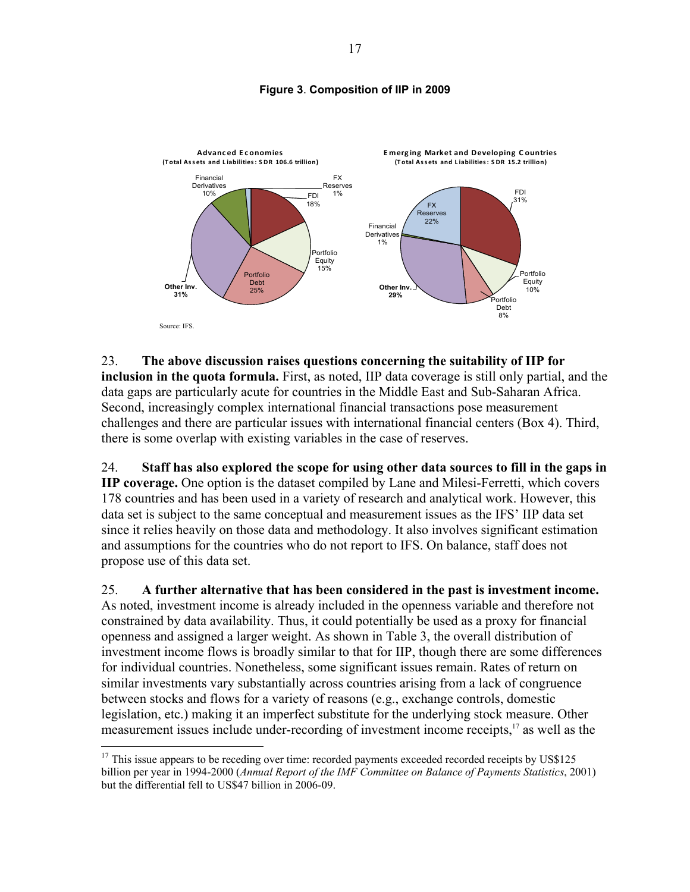**Figure 3. Composition of IIP in 2009**

**Advanced Economies**
**(Total Assets and Liabilities: SDR 106.6 trillion)**

Financial Derivatives 10%
FX Reserves 1%
FDI 18%
Portfolio Equity 15%
Portfolio Debt 25%
**Other Inv. 31%**

**Emerging Market and Developing Countries**
**(Total Assets and Liabilities: SDR 15.2 trillion)**

FX Reserves 22%
FDI 31%
Financial Derivatives 1%
Portfolio Equity 10%
Portfolio Debt 8%
**Other Inv. 29%**

Source: IFS.

23. **The above discussion raises questions concerning the suitability of IIP for inclusion in the quota formula.** First, as noted, IIP data coverage is still only partial, and the data gaps are particularly acute for countries in the Middle East and Sub-Saharan Africa. Second, increasingly complex international financial transactions pose measurement challenges and there are particular issues with international financial centers (Box 4). Third, there is some overlap with existing variables in the case of reserves.

24. **Staff has also explored the scope for using other data sources to fill in the gaps in IIP coverage.** One option is the dataset compiled by Lane and Milesi-Ferretti, which covers 178 countries and has been used in a variety of research and analytical work. However, this data set is subject to the same conceptual and measurement issues as the IFS' IIP data set since it relies heavily on those data and methodology. It also involves significant estimation and assumptions for the countries who do not report to IFS. On balance, staff does not propose use of this data set.

25. **A further alternative that has been considered in the past is investment income.** As noted, investment income is already included in the openness variable and therefore not constrained by data availability. Thus, it could potentially be used as a proxy for financial openness and assigned a larger weight. As shown in Table 3, the overall distribution of investment income flows is broadly similar to that for IIP, though there are some differences for individual countries. Nonetheless, some significant issues remain. Rates of return on similar investments vary substantially across countries arising from a lack of congruence between stocks and flows for a variety of reasons (e.g., exchange controls, domestic legislation, etc.) making it an imperfect substitute for the underlying stock measure. Other measurement issues include under-recording of investment income receipts,[17] as well as the

[17] This issue appears to be receding over time: recorded payments exceeded recorded receipts by US$125 billion per year in 1994-2000 (*Annual Report of the IMF Committee on Balance of Payments Statistics*, 2001) but the differential fell to US$47 billion in 2006-09.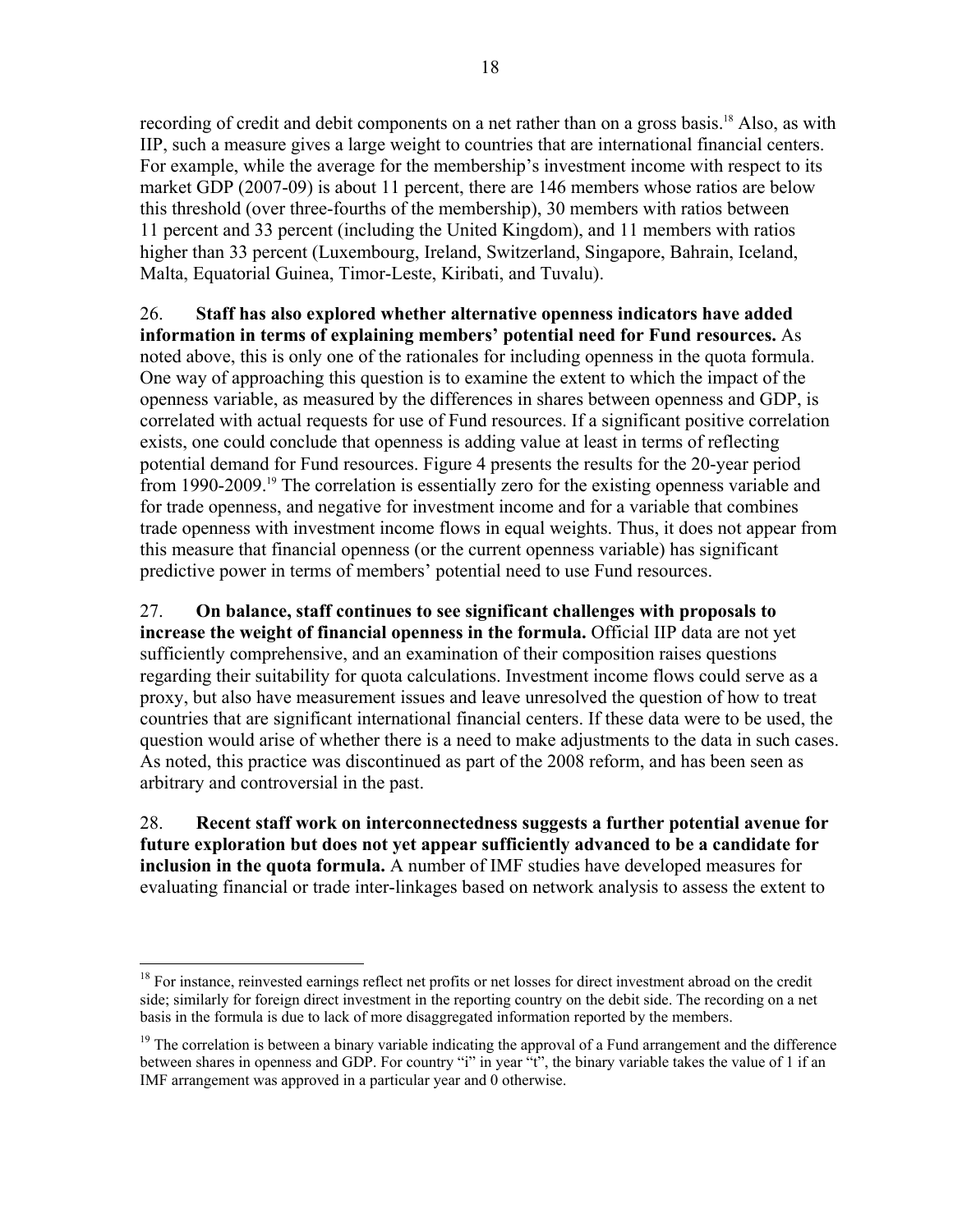recording of credit and debit components on a net rather than on a gross basis.[18] Also, as with IIP, such a measure gives a large weight to countries that are international financial centers. For example, while the average for the membership's investment income with respect to its market GDP (2007-09) is about 11 percent, there are 146 members whose ratios are below this threshold (over three-fourths of the membership), 30 members with ratios between 11 percent and 33 percent (including the United Kingdom), and 11 members with ratios higher than 33 percent (Luxembourg, Ireland, Switzerland, Singapore, Bahrain, Iceland, Malta, Equatorial Guinea, Timor-Leste, Kiribati, and Tuvalu).

26. **Staff has also explored whether alternative openness indicators have added information in terms of explaining members' potential need for Fund resources.** As noted above, this is only one of the rationales for including openness in the quota formula. One way of approaching this question is to examine the extent to which the impact of the openness variable, as measured by the differences in shares between openness and GDP, is correlated with actual requests for use of Fund resources. If a significant positive correlation exists, one could conclude that openness is adding value at least in terms of reflecting potential demand for Fund resources. Figure 4 presents the results for the 20-year period from 1990-2009.[19] The correlation is essentially zero for the existing openness variable and for trade openness, and negative for investment income and for a variable that combines trade openness with investment income flows in equal weights. Thus, it does not appear from this measure that financial openness (or the current openness variable) has significant predictive power in terms of members' potential need to use Fund resources.

27. **On balance, staff continues to see significant challenges with proposals to increase the weight of financial openness in the formula.** Official IIP data are not yet sufficiently comprehensive, and an examination of their composition raises questions regarding their suitability for quota calculations. Investment income flows could serve as a proxy, but also have measurement issues and leave unresolved the question of how to treat countries that are significant international financial centers. If these data were to be used, the question would arise of whether there is a need to make adjustments to the data in such cases. As noted, this practice was discontinued as part of the 2008 reform, and has been seen as arbitrary and controversial in the past.

28. **Recent staff work on interconnectedness suggests a further potential avenue for future exploration but does not yet appear sufficiently advanced to be a candidate for inclusion in the quota formula.** A number of IMF studies have developed measures for evaluating financial or trade inter-linkages based on network analysis to assess the extent to

---

[18] For instance, reinvested earnings reflect net profits or net losses for direct investment abroad on the credit side; similarly for foreign direct investment in the reporting country on the debit side. The recording on a net basis in the formula is due to lack of more disaggregated information reported by the members.

[19] The correlation is between a binary variable indicating the approval of a Fund arrangement and the difference between shares in openness and GDP. For country "i" in year "t", the binary variable takes the value of 1 if an IMF arrangement was approved in a particular year and 0 otherwise.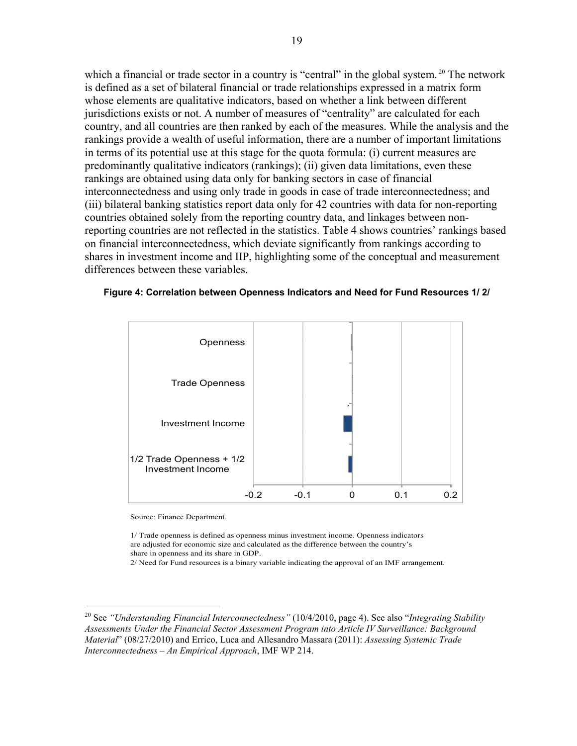which a financial or trade sector in a country is "central" in the global system.[20] The network is defined as a set of bilateral financial or trade relationships expressed in a matrix form whose elements are qualitative indicators, based on whether a link between different jurisdictions exists or not. A number of measures of "centrality" are calculated for each country, and all countries are then ranked by each of the measures. While the analysis and the rankings provide a wealth of useful information, there are a number of important limitations in terms of its potential use at this stage for the quota formula: (i) current measures are predominantly qualitative indicators (rankings); (ii) given data limitations, even these rankings are obtained using data only for banking sectors in case of financial interconnectedness and using only trade in goods in case of trade interconnectedness; and (iii) bilateral banking statistics report data only for 42 countries with data for non-reporting countries obtained solely from the reporting country data, and linkages between non-reporting countries are not reflected in the statistics. Table 4 shows countries' rankings based on financial interconnectedness, which deviate significantly from rankings according to shares in investment income and IIP, highlighting some of the conceptual and measurement differences between these variables.

**Figure 4: Correlation between Openness Indicators and Need for Fund Resources 1/ 2/**

Openness

Trade Openness

Investment Income

1/2 Trade Openness + 1/2 Investment Income

-0.2 -0.1 0 0.1 0.2

Source: Finance Department.

1/ Trade openness is defined as openness minus investment income. Openness indicators are adjusted for economic size and calculated as the difference between the country's share in openness and its share in GDP.
2/ Need for Fund resources is a binary variable indicating the approval of an IMF arrangement.

---

[20] See *"Understanding Financial Interconnectedness"* (10/4/2010, page 4). See also "*Integrating Stability Assessments Under the Financial Sector Assessment Program into Article IV Surveillance: Background Material*" (08/27/2010) and Errico, Luca and Allesandro Massara (2011): *Assessing Systemic Trade Interconnectedness – An Empirical Approach*, IMF WP 214.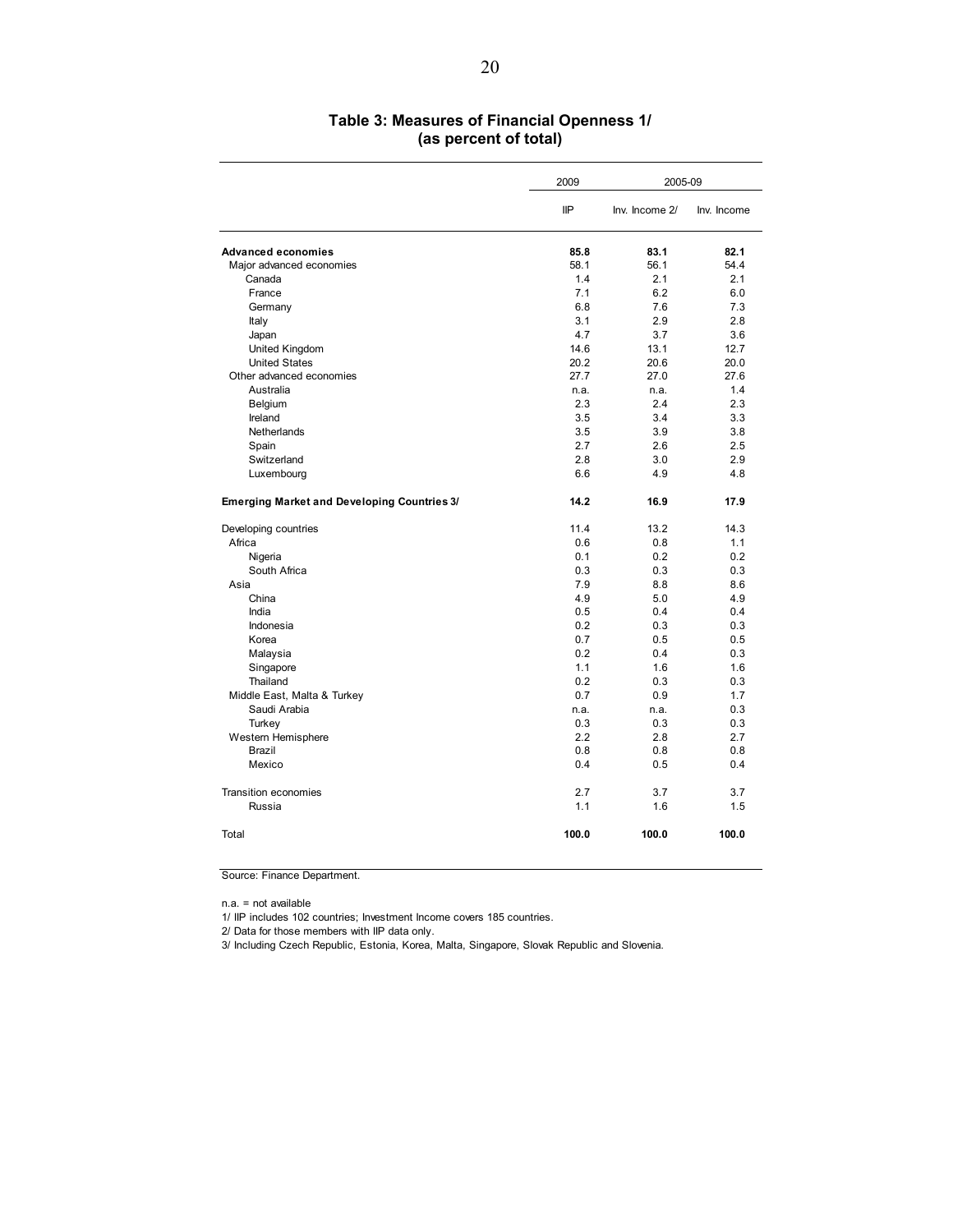**Table 3: Measures of Financial Openness 1/ (as percent of total)**

| | 2009 | 2005-09 | |
|---|---|---|---|
| | IIP | Inv. Income 2/ | Inv. Income |
| **Advanced economies** | **85.8** | **83.1** | **82.1** |
| Major advanced economies | 58.1 | 56.1 | 54.4 |
| Canada | 1.4 | 2.1 | 2.1 |
| France | 7.1 | 6.2 | 6.0 |
| Germany | 6.8 | 7.6 | 7.3 |
| Italy | 3.1 | 2.9 | 2.8 |
| Japan | 4.7 | 3.7 | 3.6 |
| United Kingdom | 14.6 | 13.1 | 12.7 |
| United States | 20.2 | 20.6 | 20.0 |
| Other advanced economies | 27.7 | 27.0 | 27.6 |
| Australia | n.a. | n.a. | 1.4 |
| Belgium | 2.3 | 2.4 | 2.3 |
| Ireland | 3.5 | 3.4 | 3.3 |
| Netherlands | 3.5 | 3.9 | 3.8 |
| Spain | 2.7 | 2.6 | 2.5 |
| Switzerland | 2.8 | 3.0 | 2.9 |
| Luxembourg | 6.6 | 4.9 | 4.8 |
| **Emerging Market and Developing Countries 3/** | **14.2** | **16.9** | **17.9** |
| Developing countries | 11.4 | 13.2 | 14.3 |
| Africa | 0.6 | 0.8 | 1.1 |
| Nigeria | 0.1 | 0.2 | 0.2 |
| South Africa | 0.3 | 0.3 | 0.3 |
| Asia | 7.9 | 8.8 | 8.6 |
| China | 4.9 | 5.0 | 4.9 |
| India | 0.5 | 0.4 | 0.4 |
| Indonesia | 0.2 | 0.3 | 0.3 |
| Korea | 0.7 | 0.5 | 0.5 |
| Malaysia | 0.2 | 0.4 | 0.3 |
| Singapore | 1.1 | 1.6 | 1.6 |
| Thailand | 0.2 | 0.3 | 0.3 |
| Middle East, Malta & Turkey | 0.7 | 0.9 | 1.7 |
| Saudi Arabia | n.a. | n.a. | 0.3 |
| Turkey | 0.3 | 0.3 | 0.3 |
| Western Hemisphere | 2.2 | 2.8 | 2.7 |
| Brazil | 0.8 | 0.8 | 0.8 |
| Mexico | 0.4 | 0.5 | 0.4 |
| Transition economies | 2.7 | 3.7 | 3.7 |
| Russia | 1.1 | 1.6 | 1.5 |
| Total | **100.0** | **100.0** | **100.0** |

Source: Finance Department.

n.a. = not available

1/ IIP includes 102 countries; Investment Income covers 185 countries.

2/ Data for those members with IIP data only.

3/ Including Czech Republic, Estonia, Korea, Malta, Singapore, Slovak Republic and Slovenia.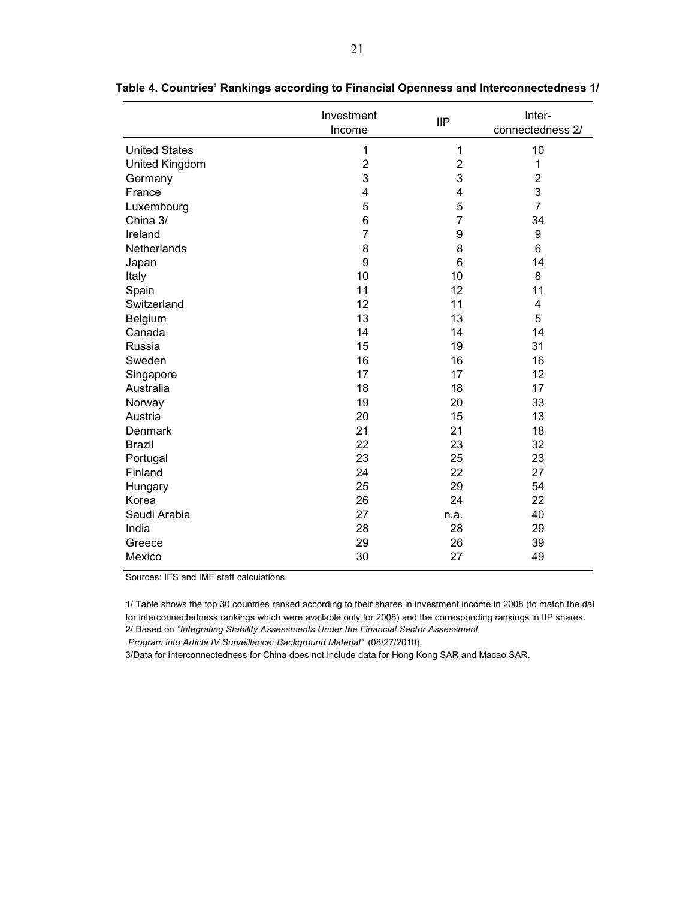**Table 4. Countries' Rankings according to Financial Openness and Interconnectedness 1/**

| | Investment Income | IIP | Inter-connectedness 2/ |
|---|---|---|---|
| United States | 1 | 1 | 10 |
| United Kingdom | 2 | 2 | 1 |
| Germany | 3 | 3 | 2 |
| France | 4 | 4 | 3 |
| Luxembourg | 5 | 5 | 7 |
| China 3/ | 6 | 7 | 34 |
| Ireland | 7 | 9 | 9 |
| Netherlands | 8 | 8 | 6 |
| Japan | 9 | 6 | 14 |
| Italy | 10 | 10 | 8 |
| Spain | 11 | 12 | 11 |
| Switzerland | 12 | 11 | 4 |
| Belgium | 13 | 13 | 5 |
| Canada | 14 | 14 | 14 |
| Russia | 15 | 19 | 31 |
| Sweden | 16 | 16 | 16 |
| Singapore | 17 | 17 | 12 |
| Australia | 18 | 18 | 17 |
| Norway | 19 | 20 | 33 |
| Austria | 20 | 15 | 13 |
| Denmark | 21 | 21 | 18 |
| Brazil | 22 | 23 | 32 |
| Portugal | 23 | 25 | 23 |
| Finland | 24 | 22 | 27 |
| Hungary | 25 | 29 | 54 |
| Korea | 26 | 24 | 22 |
| Saudi Arabia | 27 | n.a. | 40 |
| India | 28 | 28 | 29 |
| Greece | 29 | 26 | 39 |
| Mexico | 30 | 27 | 49 |

Sources: IFS and IMF staff calculations.

1/ Table shows the top 30 countries ranked according to their shares in investment income in 2008 (to match the dat for interconnectedness rankings which were available only for 2008) and the corresponding rankings in IIP shares.

2/ Based on *"Integrating Stability Assessments Under the Financial Sector Assessment Program into Article IV Surveillance: Background Material"* (08/27/2010).

3/Data for interconnectedness for China does not include data for Hong Kong SAR and Macao SAR.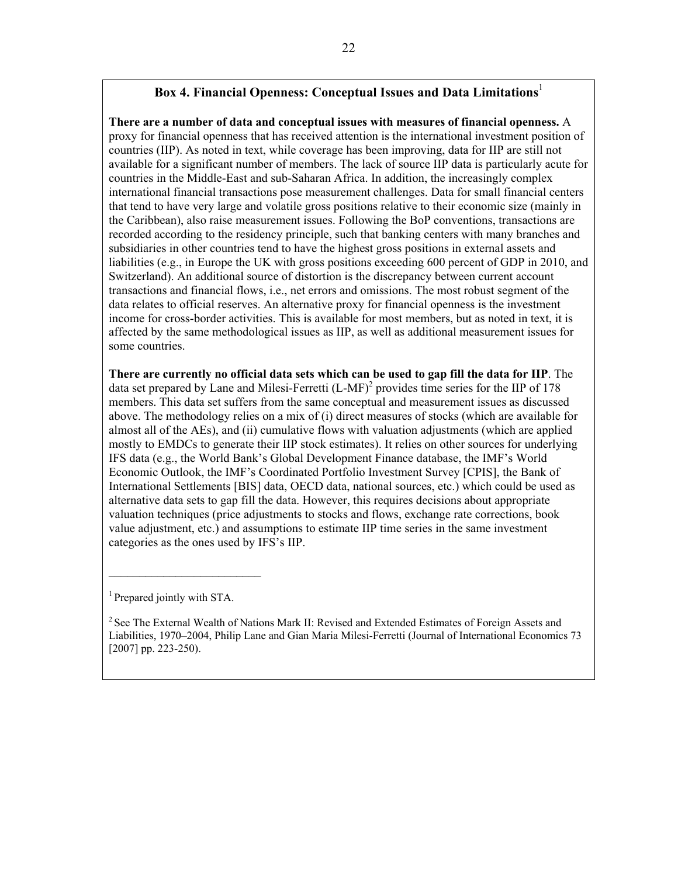## Box 4. Financial Openness: Conceptual Issues and Data Limitations[1]

**There are a number of data and conceptual issues with measures of financial openness.** A proxy for financial openness that has received attention is the international investment position of countries (IIP). As noted in text, while coverage has been improving, data for IIP are still not available for a significant number of members. The lack of source IIP data is particularly acute for countries in the Middle-East and sub-Saharan Africa. In addition, the increasingly complex international financial transactions pose measurement challenges. Data for small financial centers that tend to have very large and volatile gross positions relative to their economic size (mainly in the Caribbean), also raise measurement issues. Following the BoP conventions, transactions are recorded according to the residency principle, such that banking centers with many branches and subsidiaries in other countries tend to have the highest gross positions in external assets and liabilities (e.g., in Europe the UK with gross positions exceeding 600 percent of GDP in 2010, and Switzerland). An additional source of distortion is the discrepancy between current account transactions and financial flows, i.e., net errors and omissions. The most robust segment of the data relates to official reserves. An alternative proxy for financial openness is the investment income for cross-border activities. This is available for most members, but as noted in text, it is affected by the same methodological issues as IIP, as well as additional measurement issues for some countries.

**There are currently no official data sets which can be used to gap fill the data for IIP**. The data set prepared by Lane and Milesi-Ferretti (L-MF)[2] provides time series for the IIP of 178 members. This data set suffers from the same conceptual and measurement issues as discussed above. The methodology relies on a mix of (i) direct measures of stocks (which are available for almost all of the AEs), and (ii) cumulative flows with valuation adjustments (which are applied mostly to EMDCs to generate their IIP stock estimates). It relies on other sources for underlying IFS data (e.g., the World Bank's Global Development Finance database, the IMF's World Economic Outlook, the IMF's Coordinated Portfolio Investment Survey [CPIS], the Bank of International Settlements [BIS] data, OECD data, national sources, etc.) which could be used as alternative data sets to gap fill the data. However, this requires decisions about appropriate valuation techniques (price adjustments to stocks and flows, exchange rate corrections, book value adjustment, etc.) and assumptions to estimate IIP time series in the same investment categories as the ones used by IFS's IIP.

---

[1] Prepared jointly with STA.

[2] See The External Wealth of Nations Mark II: Revised and Extended Estimates of Foreign Assets and Liabilities, 1970–2004, Philip Lane and Gian Maria Milesi-Ferretti (Journal of International Economics 73 [2007] pp. 223-250).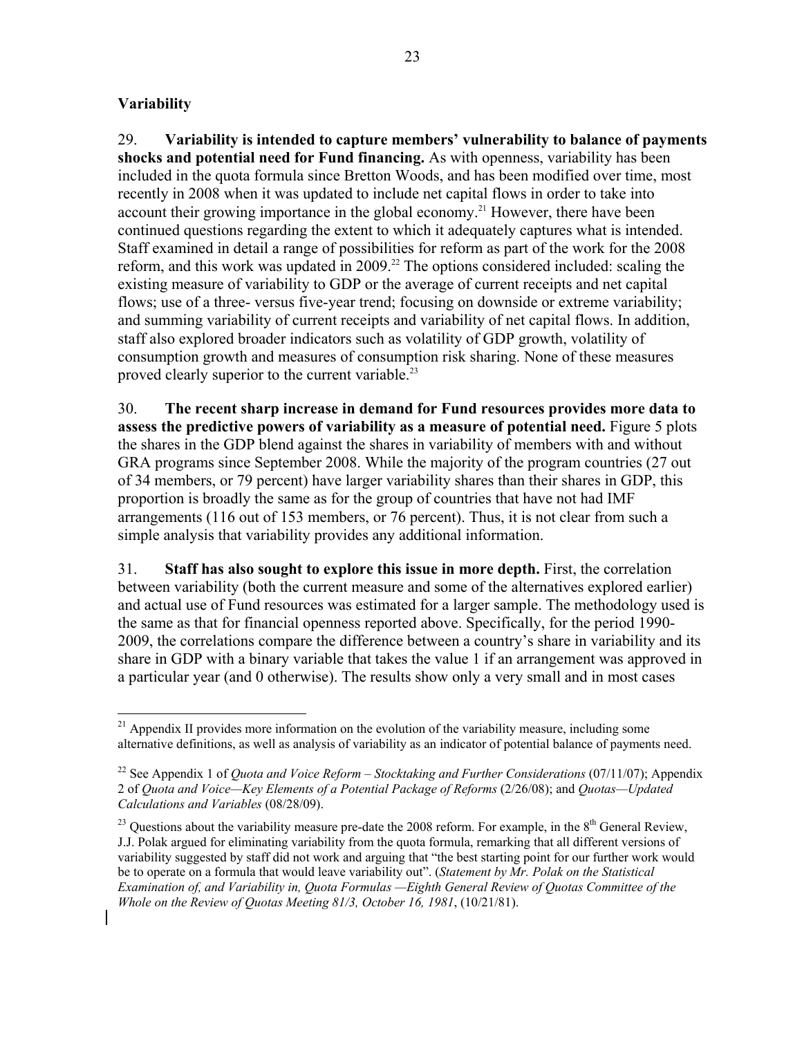**Variability**

29. **Variability is intended to capture members' vulnerability to balance of payments shocks and potential need for Fund financing.** As with openness, variability has been included in the quota formula since Bretton Woods, and has been modified over time, most recently in 2008 when it was updated to include net capital flows in order to take into account their growing importance in the global economy.[21] However, there have been continued questions regarding the extent to which it adequately captures what is intended. Staff examined in detail a range of possibilities for reform as part of the work for the 2008 reform, and this work was updated in 2009.[22] The options considered included: scaling the existing measure of variability to GDP or the average of current receipts and net capital flows; use of a three- versus five-year trend; focusing on downside or extreme variability; and summing variability of current receipts and variability of net capital flows. In addition, staff also explored broader indicators such as volatility of GDP growth, volatility of consumption growth and measures of consumption risk sharing. None of these measures proved clearly superior to the current variable.[23]

30. **The recent sharp increase in demand for Fund resources provides more data to assess the predictive powers of variability as a measure of potential need.** Figure 5 plots the shares in the GDP blend against the shares in variability of members with and without GRA programs since September 2008. While the majority of the program countries (27 out of 34 members, or 79 percent) have larger variability shares than their shares in GDP, this proportion is broadly the same as for the group of countries that have not had IMF arrangements (116 out of 153 members, or 76 percent). Thus, it is not clear from such a simple analysis that variability provides any additional information.

31. **Staff has also sought to explore this issue in more depth.** First, the correlation between variability (both the current measure and some of the alternatives explored earlier) and actual use of Fund resources was estimated for a larger sample. The methodology used is the same as that for financial openness reported above. Specifically, for the period 1990-2009, the correlations compare the difference between a country's share in variability and its share in GDP with a binary variable that takes the value 1 if an arrangement was approved in a particular year (and 0 otherwise). The results show only a very small and in most cases

---

[21] Appendix II provides more information on the evolution of the variability measure, including some alternative definitions, as well as analysis of variability as an indicator of potential balance of payments need.

[22] See Appendix 1 of *Quota and Voice Reform – Stocktaking and Further Considerations* (07/11/07); Appendix 2 of *Quota and Voice—Key Elements of a Potential Package of Reforms* (2/26/08); and *Quotas—Updated Calculations and Variables* (08/28/09).

[23] Questions about the variability measure pre-date the 2008 reform. For example, in the 8th General Review, J.J. Polak argued for eliminating variability from the quota formula, remarking that all different versions of variability suggested by staff did not work and arguing that "the best starting point for our further work would be to operate on a formula that would leave variability out". (*Statement by Mr. Polak on the Statistical Examination of, and Variability in, Quota Formulas —Eighth General Review of Quotas Committee of the Whole on the Review of Quotas Meeting 81/3, October 16, 1981*, (10/21/81).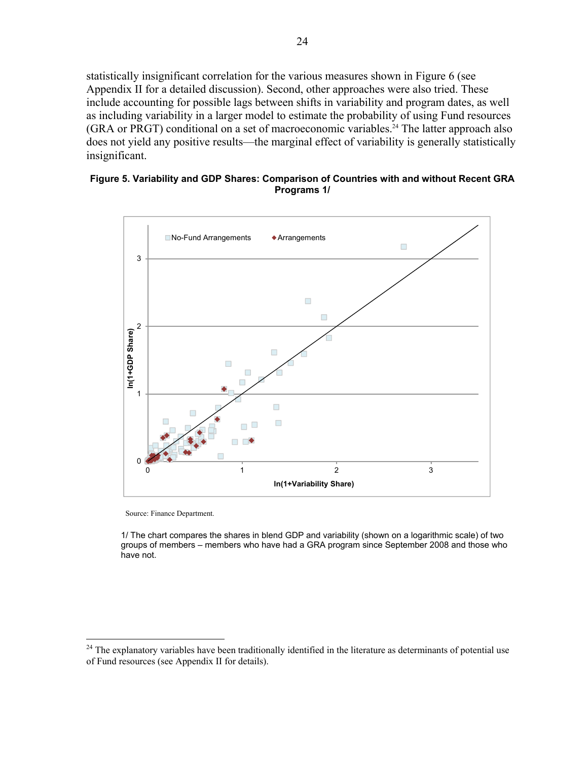statistically insignificant correlation for the various measures shown in Figure 6 (see Appendix II for a detailed discussion). Second, other approaches were also tried. These include accounting for possible lags between shifts in variability and program dates, as well as including variability in a larger model to estimate the probability of using Fund resources (GRA or PRGT) conditional on a set of macroeconomic variables.[24] The latter approach also does not yield any positive results—the marginal effect of variability is generally statistically insignificant.

**Figure 5. Variability and GDP Shares: Comparison of Countries with and without Recent GRA Programs 1/**

Source: Finance Department.

1/ The chart compares the shares in blend GDP and variability (shown on a logarithmic scale) of two groups of members – members who have had a GRA program since September 2008 and those who have not.

---

[24] The explanatory variables have been traditionally identified in the literature as determinants of potential use of Fund resources (see Appendix II for details).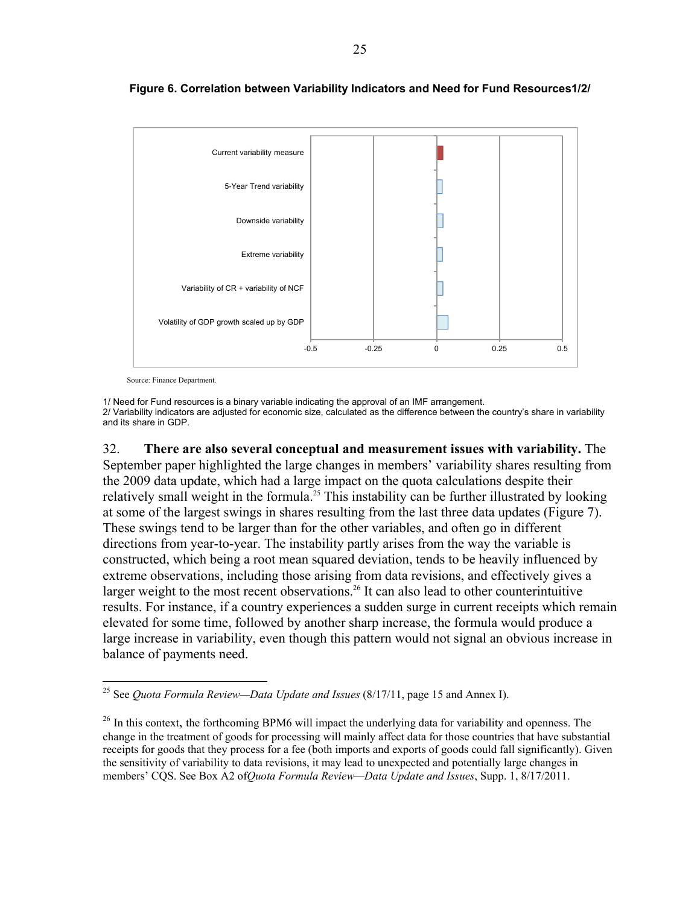**Figure 6. Correlation between Variability Indicators and Need for Fund Resources1/2/**

Source: Finance Department.

1/ Need for Fund resources is a binary variable indicating the approval of an IMF arrangement.
2/ Variability indicators are adjusted for economic size, calculated as the difference between the country's share in variability and its share in GDP.

32. **There are also several conceptual and measurement issues with variability.** The September paper highlighted the large changes in members' variability shares resulting from the 2009 data update, which had a large impact on the quota calculations despite their relatively small weight in the formula.[25] This instability can be further illustrated by looking at some of the largest swings in shares resulting from the last three data updates (Figure 7). These swings tend to be larger than for the other variables, and often go in different directions from year-to-year. The instability partly arises from the way the variable is constructed, which being a root mean squared deviation, tends to be heavily influenced by extreme observations, including those arising from data revisions, and effectively gives a larger weight to the most recent observations.[26] It can also lead to other counterintuitive results. For instance, if a country experiences a sudden surge in current receipts which remain elevated for some time, followed by another sharp increase, the formula would produce a large increase in variability, even though this pattern would not signal an obvious increase in balance of payments need.

---

[25] See *Quota Formula Review—Data Update and Issues* (8/17/11, page 15 and Annex I).

[26] In this context, the forthcoming BPM6 will impact the underlying data for variability and openness. The change in the treatment of goods for processing will mainly affect data for those countries that have substantial receipts for goods that they process for a fee (both imports and exports of goods could fall significantly). Given the sensitivity of variability to data revisions, it may lead to unexpected and potentially large changes in members' CQS. See Box A2 of*Quota Formula Review—Data Update and Issues*, Supp. 1, 8/17/2011.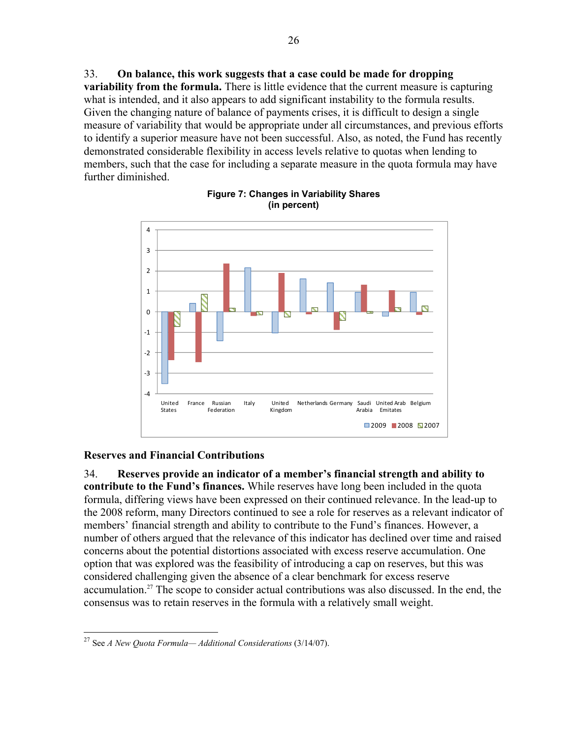33. **On balance, this work suggests that a case could be made for dropping variability from the formula.** There is little evidence that the current measure is capturing what is intended, and it also appears to add significant instability to the formula results. Given the changing nature of balance of payments crises, it is difficult to design a single measure of variability that would be appropriate under all circumstances, and previous efforts to identify a superior measure have not been successful. Also, as noted, the Fund has recently demonstrated considerable flexibility in access levels relative to quotas when lending to members, such that the case for including a separate measure in the quota formula may have further diminished.

**Figure 7: Changes in Variability Shares (in percent)**

## Reserves and Financial Contributions

34. **Reserves provide an indicator of a member's financial strength and ability to contribute to the Fund's finances.** While reserves have long been included in the quota formula, differing views have been expressed on their continued relevance. In the lead-up to the 2008 reform, many Directors continued to see a role for reserves as a relevant indicator of members' financial strength and ability to contribute to the Fund's finances. However, a number of others argued that the relevance of this indicator has declined over time and raised concerns about the potential distortions associated with excess reserve accumulation. One option that was explored was the feasibility of introducing a cap on reserves, but this was considered challenging given the absence of a clear benchmark for excess reserve accumulation.[27] The scope to consider actual contributions was also discussed. In the end, the consensus was to retain reserves in the formula with a relatively small weight.

[27] See *A New Quota Formula— Additional Considerations* (3/14/07).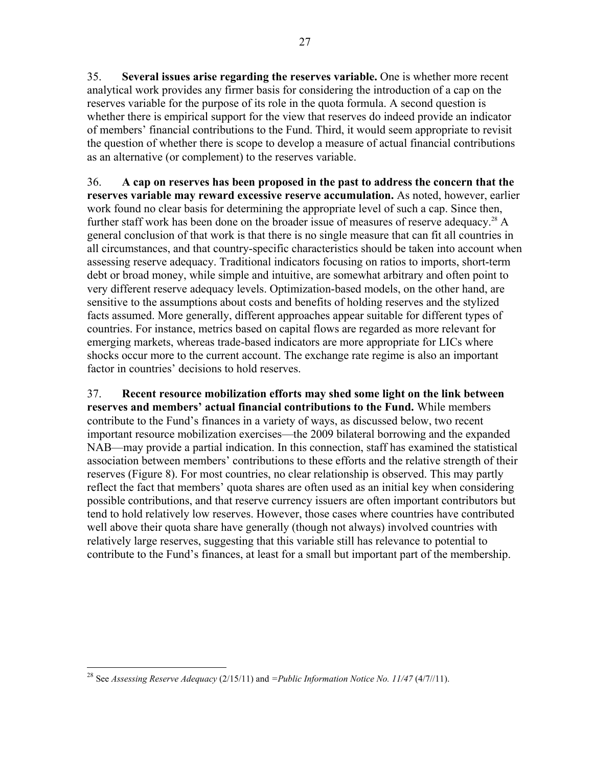35. **Several issues arise regarding the reserves variable.** One is whether more recent analytical work provides any firmer basis for considering the introduction of a cap on the reserves variable for the purpose of its role in the quota formula. A second question is whether there is empirical support for the view that reserves do indeed provide an indicator of members' financial contributions to the Fund. Third, it would seem appropriate to revisit the question of whether there is scope to develop a measure of actual financial contributions as an alternative (or complement) to the reserves variable.

36. **A cap on reserves has been proposed in the past to address the concern that the reserves variable may reward excessive reserve accumulation.** As noted, however, earlier work found no clear basis for determining the appropriate level of such a cap. Since then, further staff work has been done on the broader issue of measures of reserve adequacy.[28] A general conclusion of that work is that there is no single measure that can fit all countries in all circumstances, and that country-specific characteristics should be taken into account when assessing reserve adequacy. Traditional indicators focusing on ratios to imports, short-term debt or broad money, while simple and intuitive, are somewhat arbitrary and often point to very different reserve adequacy levels. Optimization-based models, on the other hand, are sensitive to the assumptions about costs and benefits of holding reserves and the stylized facts assumed. More generally, different approaches appear suitable for different types of countries. For instance, metrics based on capital flows are regarded as more relevant for emerging markets, whereas trade-based indicators are more appropriate for LICs where shocks occur more to the current account. The exchange rate regime is also an important factor in countries' decisions to hold reserves.

37. **Recent resource mobilization efforts may shed some light on the link between reserves and members' actual financial contributions to the Fund.** While members contribute to the Fund's finances in a variety of ways, as discussed below, two recent important resource mobilization exercises—the 2009 bilateral borrowing and the expanded NAB—may provide a partial indication. In this connection, staff has examined the statistical association between members' contributions to these efforts and the relative strength of their reserves (Figure 8). For most countries, no clear relationship is observed. This may partly reflect the fact that members' quota shares are often used as an initial key when considering possible contributions, and that reserve currency issuers are often important contributors but tend to hold relatively low reserves. However, those cases where countries have contributed well above their quota share have generally (though not always) involved countries with relatively large reserves, suggesting that this variable still has relevance to potential to contribute to the Fund's finances, at least for a small but important part of the membership.

---

[28] See *Assessing Reserve Adequacy* (2/15/11) and *=Public Information Notice No. 11/47* (4/7//11).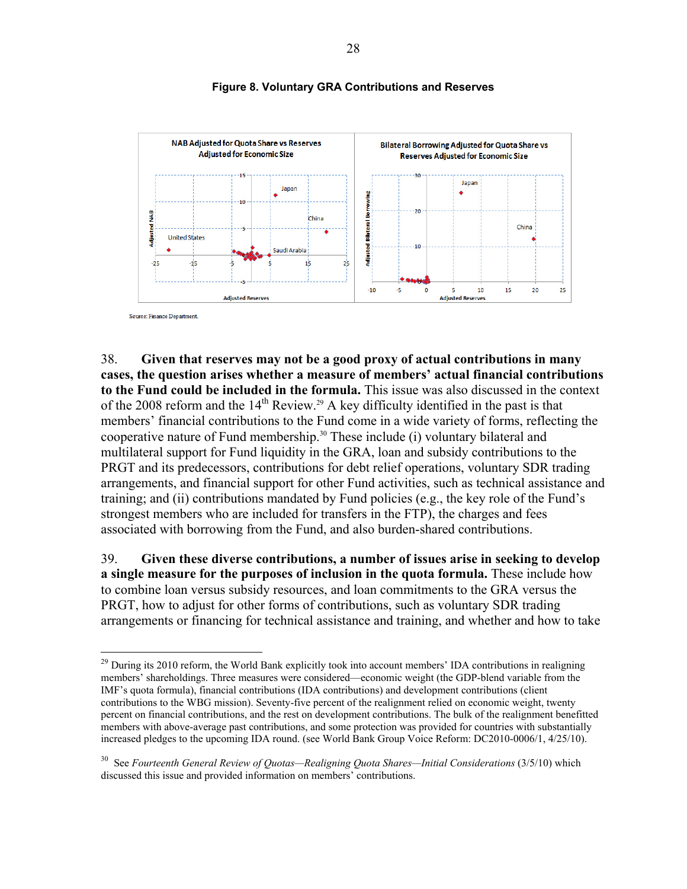**Figure 8. Voluntary GRA Contributions and Reserves**

Source: Finance Department.

38. **Given that reserves may not be a good proxy of actual contributions in many cases, the question arises whether a measure of members' actual financial contributions to the Fund could be included in the formula.** This issue was also discussed in the context of the 2008 reform and the 14th Review.[29] A key difficulty identified in the past is that members' financial contributions to the Fund come in a wide variety of forms, reflecting the cooperative nature of Fund membership.[30] These include (i) voluntary bilateral and multilateral support for Fund liquidity in the GRA, loan and subsidy contributions to the PRGT and its predecessors, contributions for debt relief operations, voluntary SDR trading arrangements, and financial support for other Fund activities, such as technical assistance and training; and (ii) contributions mandated by Fund policies (e.g., the key role of the Fund's strongest members who are included for transfers in the FTP), the charges and fees associated with borrowing from the Fund, and also burden-shared contributions.

39. **Given these diverse contributions, a number of issues arise in seeking to develop a single measure for the purposes of inclusion in the quota formula.** These include how to combine loan versus subsidy resources, and loan commitments to the GRA versus the PRGT, how to adjust for other forms of contributions, such as voluntary SDR trading arrangements or financing for technical assistance and training, and whether and how to take

---

[29] During its 2010 reform, the World Bank explicitly took into account members' IDA contributions in realigning members' shareholdings. Three measures were considered—economic weight (the GDP-blend variable from the IMF's quota formula), financial contributions (IDA contributions) and development contributions (client contributions to the WBG mission). Seventy-five percent of the realignment relied on economic weight, twenty percent on financial contributions, and the rest on development contributions. The bulk of the realignment benefitted members with above-average past contributions, and some protection was provided for countries with substantially increased pledges to the upcoming IDA round. (see World Bank Group Voice Reform: DC2010-0006/1, 4/25/10).

[30] See *Fourteenth General Review of Quotas—Realigning Quota Shares—Initial Considerations* (3/5/10) which discussed this issue and provided information on members' contributions.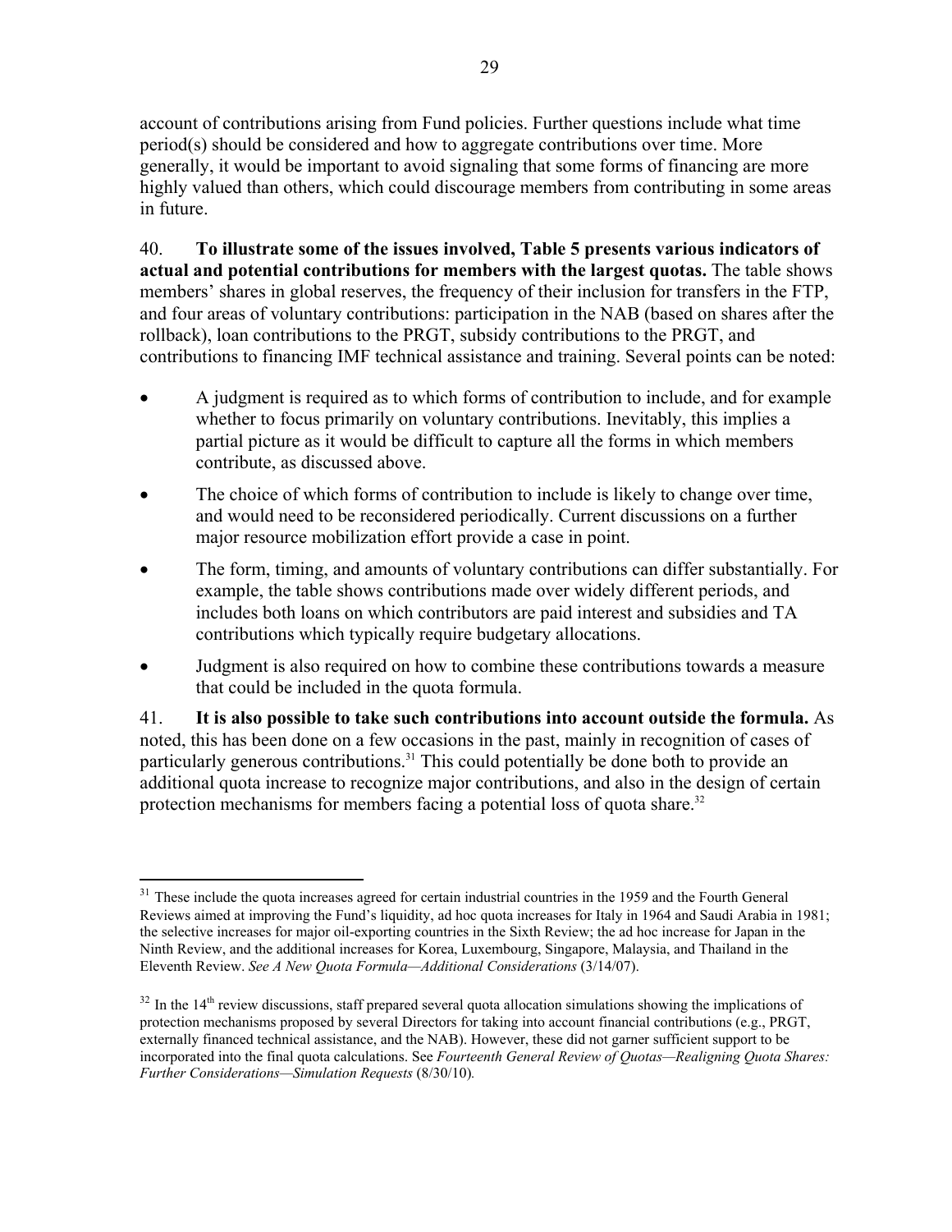account of contributions arising from Fund policies. Further questions include what time period(s) should be considered and how to aggregate contributions over time. More generally, it would be important to avoid signaling that some forms of financing are more highly valued than others, which could discourage members from contributing in some areas in future.

40. **To illustrate some of the issues involved, Table 5 presents various indicators of actual and potential contributions for members with the largest quotas.** The table shows members' shares in global reserves, the frequency of their inclusion for transfers in the FTP, and four areas of voluntary contributions: participation in the NAB (based on shares after the rollback), loan contributions to the PRGT, subsidy contributions to the PRGT, and contributions to financing IMF technical assistance and training. Several points can be noted:

- A judgment is required as to which forms of contribution to include, and for example whether to focus primarily on voluntary contributions. Inevitably, this implies a partial picture as it would be difficult to capture all the forms in which members contribute, as discussed above.
- The choice of which forms of contribution to include is likely to change over time, and would need to be reconsidered periodically. Current discussions on a further major resource mobilization effort provide a case in point.
- The form, timing, and amounts of voluntary contributions can differ substantially. For example, the table shows contributions made over widely different periods, and includes both loans on which contributors are paid interest and subsidies and TA contributions which typically require budgetary allocations.
- Judgment is also required on how to combine these contributions towards a measure that could be included in the quota formula.

41. **It is also possible to take such contributions into account outside the formula.** As noted, this has been done on a few occasions in the past, mainly in recognition of cases of particularly generous contributions.[31] This could potentially be done both to provide an additional quota increase to recognize major contributions, and also in the design of certain protection mechanisms for members facing a potential loss of quota share.[32]

---

[31] These include the quota increases agreed for certain industrial countries in the 1959 and the Fourth General Reviews aimed at improving the Fund's liquidity, ad hoc quota increases for Italy in 1964 and Saudi Arabia in 1981; the selective increases for major oil-exporting countries in the Sixth Review; the ad hoc increase for Japan in the Ninth Review, and the additional increases for Korea, Luxembourg, Singapore, Malaysia, and Thailand in the Eleventh Review. *See A New Quota Formula—Additional Considerations* (3/14/07).

[32] In the 14th review discussions, staff prepared several quota allocation simulations showing the implications of protection mechanisms proposed by several Directors for taking into account financial contributions (e.g., PRGT, externally financed technical assistance, and the NAB). However, these did not garner sufficient support to be incorporated into the final quota calculations. See *Fourteenth General Review of Quotas—Realigning Quota Shares: Further Considerations—Simulation Requests* (8/30/10).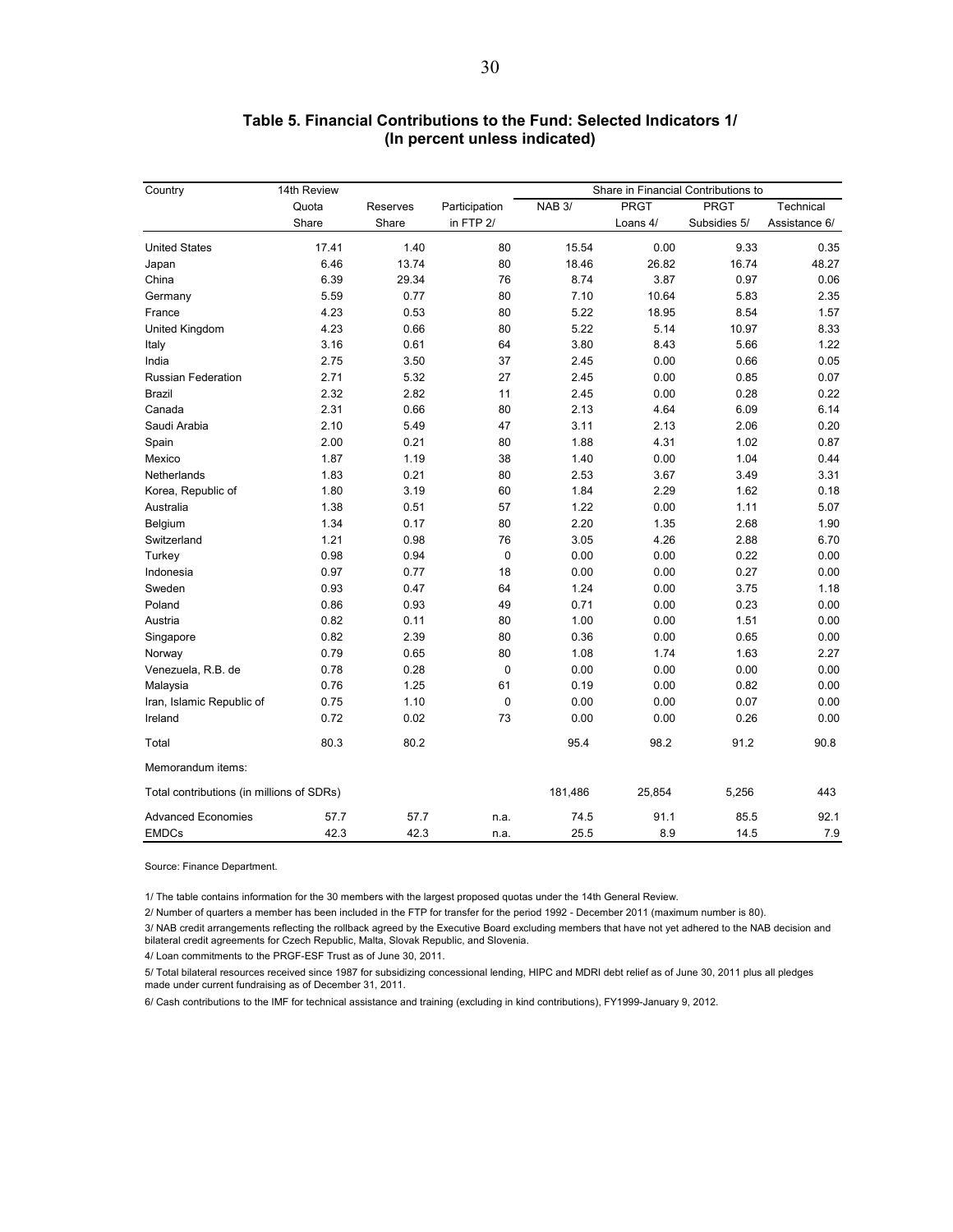**Table 5. Financial Contributions to the Fund: Selected Indicators 1/**
**(In percent unless indicated)**

| Country | 14th Review Quota Share | Reserves Share | Participation in FTP 2/ | Share in Financial Contributions to NAB 3/ | PRGT Loans 4/ | PRGT Subsidies 5/ | Technical Assistance 6/ |
|---|---|---|---|---|---|---|---|
| United States | 17.41 | 1.40 | 80 | 15.54 | 0.00 | 9.33 | 0.35 |
| Japan | 6.46 | 13.74 | 80 | 18.46 | 26.82 | 16.74 | 48.27 |
| China | 6.39 | 29.34 | 76 | 8.74 | 3.87 | 0.97 | 0.06 |
| Germany | 5.59 | 0.77 | 80 | 7.10 | 10.64 | 5.83 | 2.35 |
| France | 4.23 | 0.53 | 80 | 5.22 | 18.95 | 8.54 | 1.57 |
| United Kingdom | 4.23 | 0.66 | 80 | 5.22 | 5.14 | 10.97 | 8.33 |
| Italy | 3.16 | 0.61 | 64 | 3.80 | 8.43 | 5.66 | 1.22 |
| India | 2.75 | 3.50 | 37 | 2.45 | 0.00 | 0.66 | 0.05 |
| Russian Federation | 2.71 | 5.32 | 27 | 2.45 | 0.00 | 0.85 | 0.07 |
| Brazil | 2.32 | 2.82 | 11 | 2.45 | 0.00 | 0.28 | 0.22 |
| Canada | 2.31 | 0.66 | 80 | 2.13 | 4.64 | 6.09 | 6.14 |
| Saudi Arabia | 2.10 | 5.49 | 47 | 3.11 | 2.13 | 2.06 | 0.20 |
| Spain | 2.00 | 0.21 | 80 | 1.88 | 4.31 | 1.02 | 0.87 |
| Mexico | 1.87 | 1.19 | 38 | 1.40 | 0.00 | 1.04 | 0.44 |
| Netherlands | 1.83 | 0.21 | 80 | 2.53 | 3.67 | 3.49 | 3.31 |
| Korea, Republic of | 1.80 | 3.19 | 60 | 1.84 | 2.29 | 1.62 | 0.18 |
| Australia | 1.38 | 0.51 | 57 | 1.22 | 0.00 | 1.11 | 5.07 |
| Belgium | 1.34 | 0.17 | 80 | 2.20 | 1.35 | 2.68 | 1.90 |
| Switzerland | 1.21 | 0.98 | 76 | 3.05 | 4.26 | 2.88 | 6.70 |
| Turkey | 0.98 | 0.94 | 0 | 0.00 | 0.00 | 0.22 | 0.00 |
| Indonesia | 0.97 | 0.77 | 18 | 0.00 | 0.00 | 0.27 | 0.00 |
| Sweden | 0.93 | 0.47 | 64 | 1.24 | 0.00 | 3.75 | 1.18 |
| Poland | 0.86 | 0.93 | 49 | 0.71 | 0.00 | 0.23 | 0.00 |
| Austria | 0.82 | 0.11 | 80 | 1.00 | 0.00 | 1.51 | 0.00 |
| Singapore | 0.82 | 2.39 | 80 | 0.36 | 0.00 | 0.65 | 0.00 |
| Norway | 0.79 | 0.65 | 80 | 1.08 | 1.74 | 1.63 | 2.27 |
| Venezuela, R.B. de | 0.78 | 0.28 | 0 | 0.00 | 0.00 | 0.00 | 0.00 |
| Malaysia | 0.76 | 1.25 | 61 | 0.19 | 0.00 | 0.82 | 0.00 |
| Iran, Islamic Republic of | 0.75 | 1.10 | 0 | 0.00 | 0.00 | 0.07 | 0.00 |
| Ireland | 0.72 | 0.02 | 73 | 0.00 | 0.00 | 0.26 | 0.00 |
| Total | 80.3 | 80.2 | | 95.4 | 98.2 | 91.2 | 90.8 |
| Memorandum items: | | | | | | | |
| Total contributions (in millions of SDRs) | | | | 181,486 | 25,854 | 5,256 | 443 |
| Advanced Economies | 57.7 | 57.7 | n.a. | 74.5 | 91.1 | 85.5 | 92.1 |
| EMDCs | 42.3 | 42.3 | n.a. | 25.5 | 8.9 | 14.5 | 7.9 |

Source: Finance Department.

1/ The table contains information for the 30 members with the largest proposed quotas under the 14th General Review.

2/ Number of quarters a member has been included in the FTP for transfer for the period 1992 - December 2011 (maximum number is 80).

3/ NAB credit arrangements reflecting the rollback agreed by the Executive Board excluding members that have not yet adhered to the NAB decision and bilateral credit agreements for Czech Republic, Malta, Slovak Republic, and Slovenia.

4/ Loan commitments to the PRGF-ESF Trust as of June 30, 2011.

5/ Total bilateral resources received since 1987 for subsidizing concessional lending, HIPC and MDRI debt relief as of June 30, 2011 plus all pledges made under current fundraising as of December 31, 2011.

6/ Cash contributions to the IMF for technical assistance and training (excluding in kind contributions), FY1999-January 9, 2012.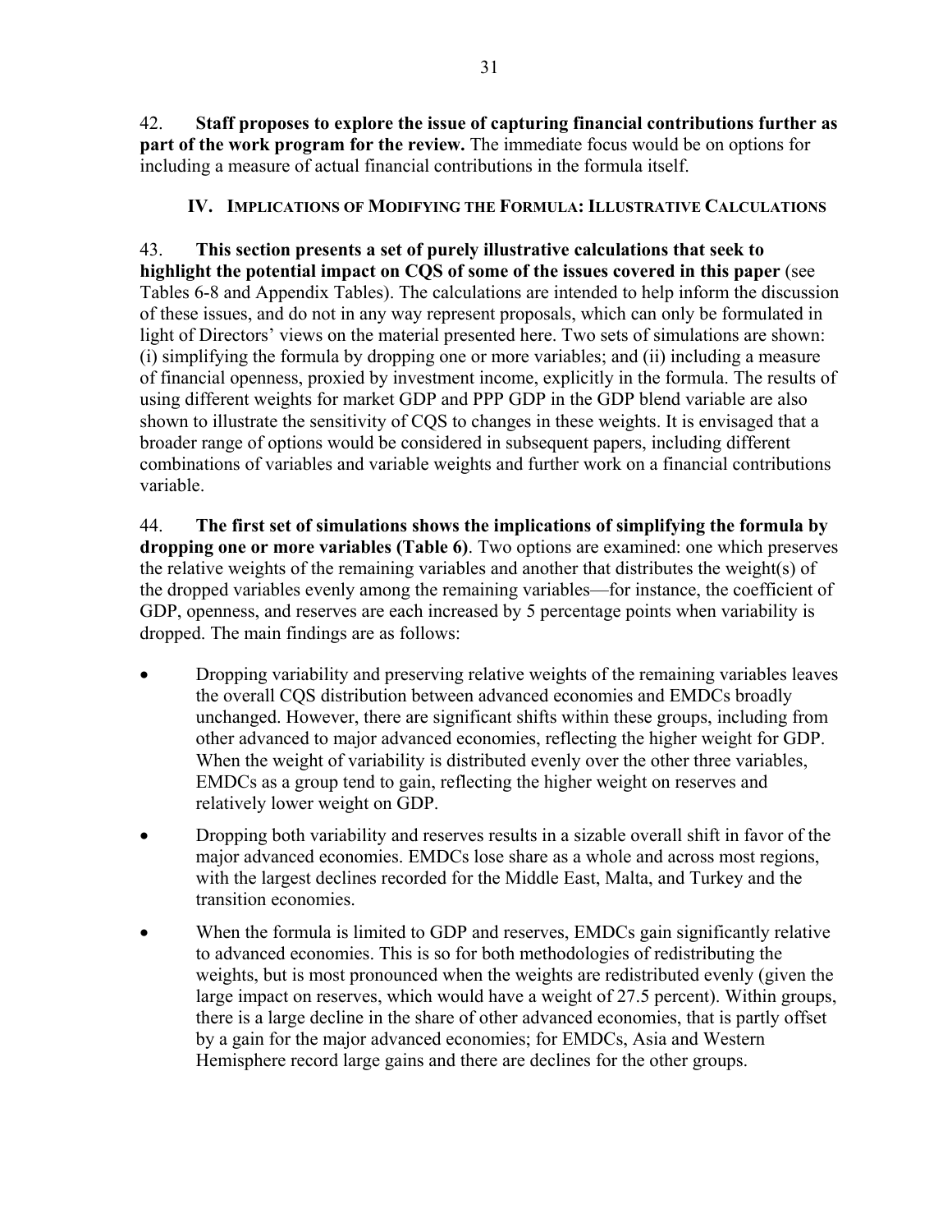42. **Staff proposes to explore the issue of capturing financial contributions further as part of the work program for the review.** The immediate focus would be on options for including a measure of actual financial contributions in the formula itself.

## IV. Implications of Modifying the Formula: Illustrative Calculations

43. **This section presents a set of purely illustrative calculations that seek to highlight the potential impact on CQS of some of the issues covered in this paper** (see Tables 6-8 and Appendix Tables). The calculations are intended to help inform the discussion of these issues, and do not in any way represent proposals, which can only be formulated in light of Directors' views on the material presented here. Two sets of simulations are shown: (i) simplifying the formula by dropping one or more variables; and (ii) including a measure of financial openness, proxied by investment income, explicitly in the formula. The results of using different weights for market GDP and PPP GDP in the GDP blend variable are also shown to illustrate the sensitivity of CQS to changes in these weights. It is envisaged that a broader range of options would be considered in subsequent papers, including different combinations of variables and variable weights and further work on a financial contributions variable.

44. **The first set of simulations shows the implications of simplifying the formula by dropping one or more variables (Table 6)**. Two options are examined: one which preserves the relative weights of the remaining variables and another that distributes the weight(s) of the dropped variables evenly among the remaining variables—for instance, the coefficient of GDP, openness, and reserves are each increased by 5 percentage points when variability is dropped. The main findings are as follows:

- Dropping variability and preserving relative weights of the remaining variables leaves the overall CQS distribution between advanced economies and EMDCs broadly unchanged. However, there are significant shifts within these groups, including from other advanced to major advanced economies, reflecting the higher weight for GDP. When the weight of variability is distributed evenly over the other three variables, EMDCs as a group tend to gain, reflecting the higher weight on reserves and relatively lower weight on GDP.
- Dropping both variability and reserves results in a sizable overall shift in favor of the major advanced economies. EMDCs lose share as a whole and across most regions, with the largest declines recorded for the Middle East, Malta, and Turkey and the transition economies.
- When the formula is limited to GDP and reserves, EMDCs gain significantly relative to advanced economies. This is so for both methodologies of redistributing the weights, but is most pronounced when the weights are redistributed evenly (given the large impact on reserves, which would have a weight of 27.5 percent). Within groups, there is a large decline in the share of other advanced economies, that is partly offset by a gain for the major advanced economies; for EMDCs, Asia and Western Hemisphere record large gains and there are declines for the other groups.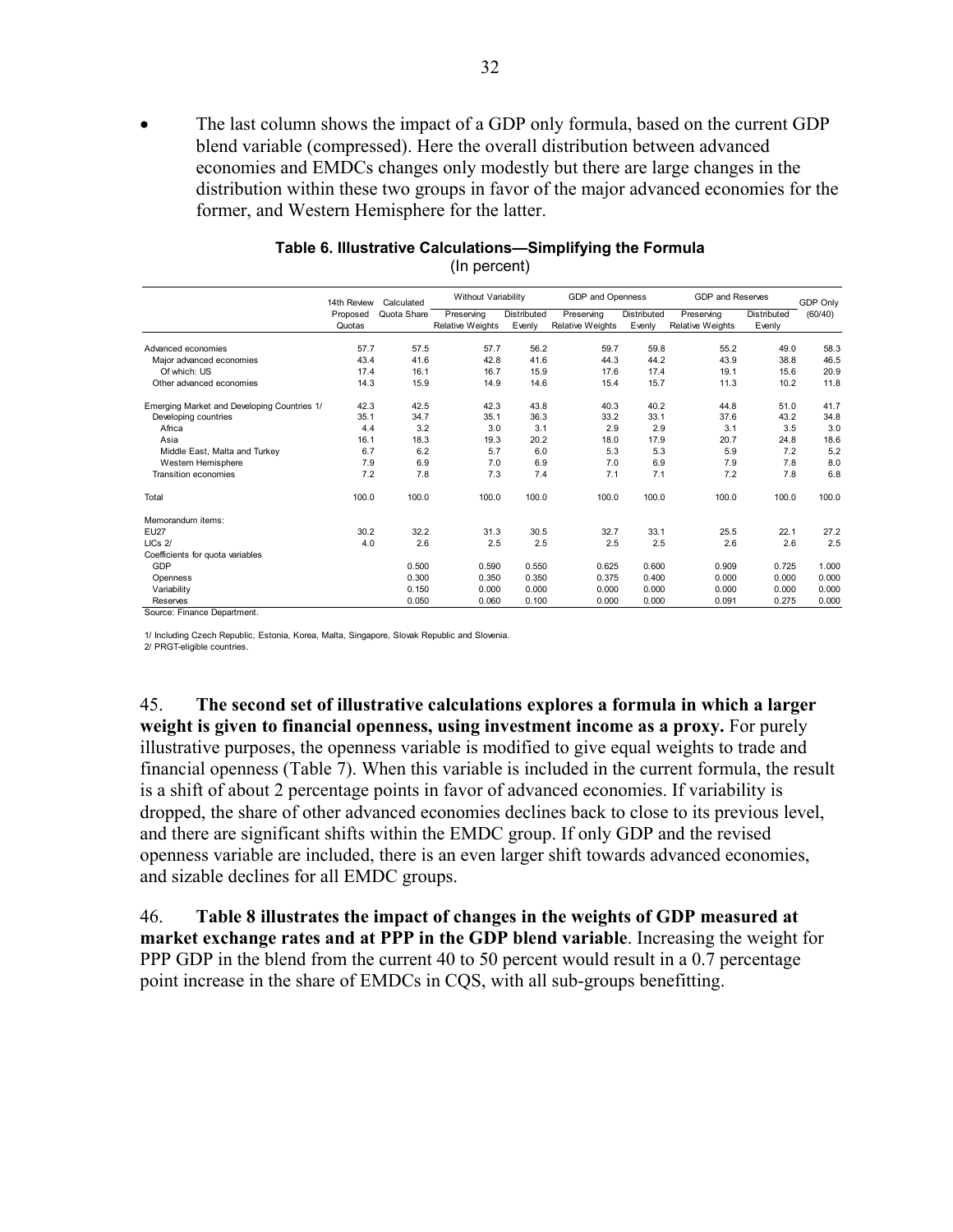- The last column shows the impact of a GDP only formula, based on the current GDP blend variable (compressed). Here the overall distribution between advanced economies and EMDCs changes only modestly but there are large changes in the distribution within these two groups in favor of the major advanced economies for the former, and Western Hemisphere for the latter.

**Table 6. Illustrative Calculations—Simplifying the Formula**
(In percent)

| | 14th Review Proposed Quotas | Calculated Quota Share | Without Variability | | GDP and Openness | | GDP and Reserves | | GDP Only (60/40) |
|---|---|---|---|---|---|---|---|---|---|
| | | | Preserving Relative Weights | Distributed Evenly | Preserving Relative Weights | Distributed Evenly | Preserving Relative Weights | Distributed Evenly | |
| Advanced economies | 57.7 | 57.5 | 57.7 | 56.2 | 59.7 | 59.8 | 55.2 | 49.0 | 58.3 |
| Major advanced economies | 43.4 | 41.6 | 42.8 | 41.6 | 44.3 | 44.2 | 43.9 | 38.8 | 46.5 |
| Of which: US | 17.4 | 16.1 | 16.7 | 15.9 | 17.6 | 17.4 | 19.1 | 15.6 | 20.9 |
| Other advanced economies | 14.3 | 15.9 | 14.9 | 14.6 | 15.4 | 15.7 | 11.3 | 10.2 | 11.8 |
| Emerging Market and Developing Countries 1/ | 42.3 | 42.5 | 42.3 | 43.8 | 40.3 | 40.2 | 44.8 | 51.0 | 41.7 |
| Developing countries | 35.1 | 34.7 | 35.1 | 36.3 | 33.2 | 33.1 | 37.6 | 43.2 | 34.8 |
| Africa | 4.4 | 3.2 | 3.0 | 3.1 | 2.9 | 2.9 | 3.1 | 3.5 | 3.0 |
| Asia | 16.1 | 18.3 | 19.3 | 20.2 | 18.0 | 17.9 | 20.7 | 24.8 | 18.6 |
| Middle East, Malta and Turkey | 6.7 | 6.2 | 5.7 | 6.0 | 5.3 | 5.3 | 5.9 | 7.2 | 5.2 |
| Western Hemisphere | 7.9 | 6.9 | 7.0 | 6.9 | 7.0 | 6.9 | 7.9 | 7.8 | 8.0 |
| Transition economies | 7.2 | 7.8 | 7.3 | 7.4 | 7.1 | 7.1 | 7.2 | 7.8 | 6.8 |
| Total | 100.0 | 100.0 | 100.0 | 100.0 | 100.0 | 100.0 | 100.0 | 100.0 | 100.0 |
| Memorandum items: | | | | | | | | | |
| EU27 | 30.2 | 32.2 | 31.3 | 30.5 | 32.7 | 33.1 | 25.5 | 22.1 | 27.2 |
| LICs 2/ | 4.0 | 2.6 | 2.5 | 2.5 | 2.5 | 2.5 | 2.6 | 2.6 | 2.5 |
| Coefficients for quota variables | | | | | | | | | |
| GDP | | 0.500 | 0.590 | 0.550 | 0.625 | 0.600 | 0.909 | 0.725 | 1.000 |
| Openness | | 0.300 | 0.350 | 0.350 | 0.375 | 0.400 | 0.000 | 0.000 | 0.000 |
| Variability | | 0.150 | 0.000 | 0.000 | 0.000 | 0.000 | 0.000 | 0.000 | 0.000 |
| Reserves | | 0.050 | 0.060 | 0.100 | 0.000 | 0.000 | 0.091 | 0.275 | 0.000 |

Source: Finance Department.

1/ Including Czech Republic, Estonia, Korea, Malta, Singapore, Slovak Republic and Slovenia.
2/ PRGT-eligible countries.

45. **The second set of illustrative calculations explores a formula in which a larger weight is given to financial openness, using investment income as a proxy.** For purely illustrative purposes, the openness variable is modified to give equal weights to trade and financial openness (Table 7). When this variable is included in the current formula, the result is a shift of about 2 percentage points in favor of advanced economies. If variability is dropped, the share of other advanced economies declines back to close to its previous level, and there are significant shifts within the EMDC group. If only GDP and the revised openness variable are included, there is an even larger shift towards advanced economies, and sizable declines for all EMDC groups.

46. **Table 8 illustrates the impact of changes in the weights of GDP measured at market exchange rates and at PPP in the GDP blend variable**. Increasing the weight for PPP GDP in the blend from the current 40 to 50 percent would result in a 0.7 percentage point increase in the share of EMDCs in CQS, with all sub-groups benefitting.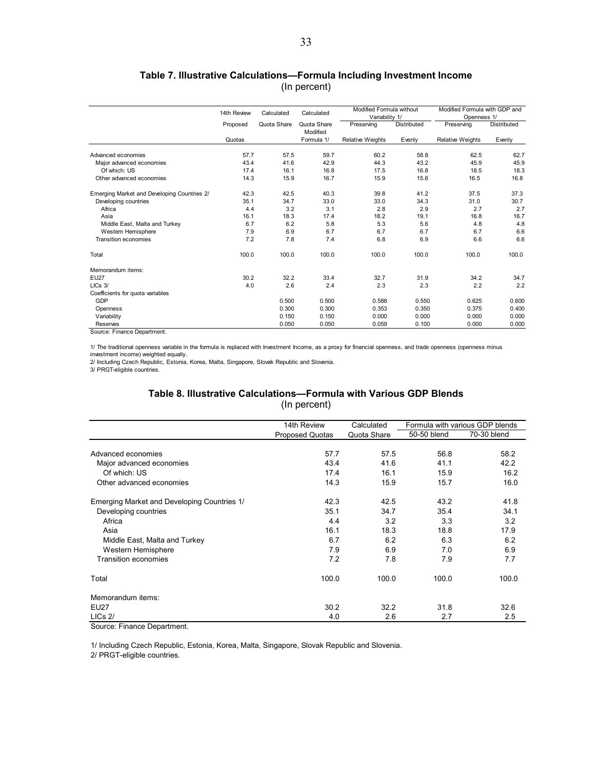## Table 7. Illustrative Calculations—Formula Including Investment Income

(In percent)

| | 14th Review | Calculated | Calculated | Modified Formula without Variability 1/ | | Modified Formula with GDP and Openness 1/ | |
|---|---|---|---|---|---|---|---|
| | Proposed | Quota Share | Quota Share Modified | Preserving | Distributed | Preserving | Distributed |
| | Quotas | | Formula 1/ | Relative Weights | Evenly | Relative Weights | Evenly |
| Advanced economies | 57.7 | 57.5 | 59.7 | 60.2 | 58.8 | 62.5 | 62.7 |
| Major advanced economies | 43.4 | 41.6 | 42.9 | 44.3 | 43.2 | 45.9 | 45.9 |
| Of which: US | 17.4 | 16.1 | 16.8 | 17.5 | 16.8 | 18.5 | 18.3 |
| Other advanced economies | 14.3 | 15.9 | 16.7 | 15.9 | 15.6 | 16.5 | 16.8 |
| Emerging Market and Developing Countries 2/ | 42.3 | 42.5 | 40.3 | 39.8 | 41.2 | 37.5 | 37.3 |
| Developing countries | 35.1 | 34.7 | 33.0 | 33.0 | 34.3 | 31.0 | 30.7 |
| Africa | 4.4 | 3.2 | 3.1 | 2.8 | 2.9 | 2.7 | 2.7 |
| Asia | 16.1 | 18.3 | 17.4 | 18.2 | 19.1 | 16.8 | 16.7 |
| Middle East, Malta and Turkey | 6.7 | 6.2 | 5.8 | 5.3 | 5.6 | 4.8 | 4.8 |
| Western Hemisphere | 7.9 | 6.9 | 6.7 | 6.7 | 6.7 | 6.7 | 6.6 |
| Transition economies | 7.2 | 7.8 | 7.4 | 6.8 | 6.9 | 6.6 | 6.6 |
| Total | 100.0 | 100.0 | 100.0 | 100.0 | 100.0 | 100.0 | 100.0 |
| Memorandum items: | | | | | | | |
| EU27 | 30.2 | 32.2 | 33.4 | 32.7 | 31.9 | 34.2 | 34.7 |
| LICs 3/ | 4.0 | 2.6 | 2.4 | 2.3 | 2.3 | 2.2 | 2.2 |
| Coefficients for quota variables | | | | | | | |
| GDP | | 0.500 | 0.500 | 0.588 | 0.550 | 0.625 | 0.600 |
| Openness | | 0.300 | 0.300 | 0.353 | 0.350 | 0.375 | 0.400 |
| Variability | | 0.150 | 0.150 | 0.000 | 0.000 | 0.000 | 0.000 |
| Reserves | | 0.050 | 0.050 | 0.059 | 0.100 | 0.000 | 0.000 |

Source: Finance Department.

1/ The traditional openness variable in the formula is replaced with Investment Income, as a proxy for financial openness, and trade openness (openness minus investment income) weighted equally.
2/ Including Czech Republic, Estonia, Korea, Malta, Singapore, Slovak Republic and Slovenia.
3/ PRGT-eligible countries.

## Table 8. Illustrative Calculations—Formula with Various GDP Blends

(In percent)

| | 14th Review | Calculated | Formula with various GDP blends | |
|---|---|---|---|---|
| | Proposed Quotas | Quota Share | 50-50 blend | 70-30 blend |
| Advanced economies | 57.7 | 57.5 | 56.8 | 58.2 |
| Major advanced economies | 43.4 | 41.6 | 41.1 | 42.2 |
| Of which: US | 17.4 | 16.1 | 15.9 | 16.2 |
| Other advanced economies | 14.3 | 15.9 | 15.7 | 16.0 |
| Emerging Market and Developing Countries 1/ | 42.3 | 42.5 | 43.2 | 41.8 |
| Developing countries | 35.1 | 34.7 | 35.4 | 34.1 |
| Africa | 4.4 | 3.2 | 3.3 | 3.2 |
| Asia | 16.1 | 18.3 | 18.8 | 17.9 |
| Middle East, Malta and Turkey | 6.7 | 6.2 | 6.3 | 6.2 |
| Western Hemisphere | 7.9 | 6.9 | 7.0 | 6.9 |
| Transition economies | 7.2 | 7.8 | 7.9 | 7.7 |
| Total | 100.0 | 100.0 | 100.0 | 100.0 |
| Memorandum items: | | | | |
| EU27 | 30.2 | 32.2 | 31.8 | 32.6 |
| LICs 2/ | 4.0 | 2.6 | 2.7 | 2.5 |

Source: Finance Department.

1/ Including Czech Republic, Estonia, Korea, Malta, Singapore, Slovak Republic and Slovenia.
2/ PRGT-eligible countries.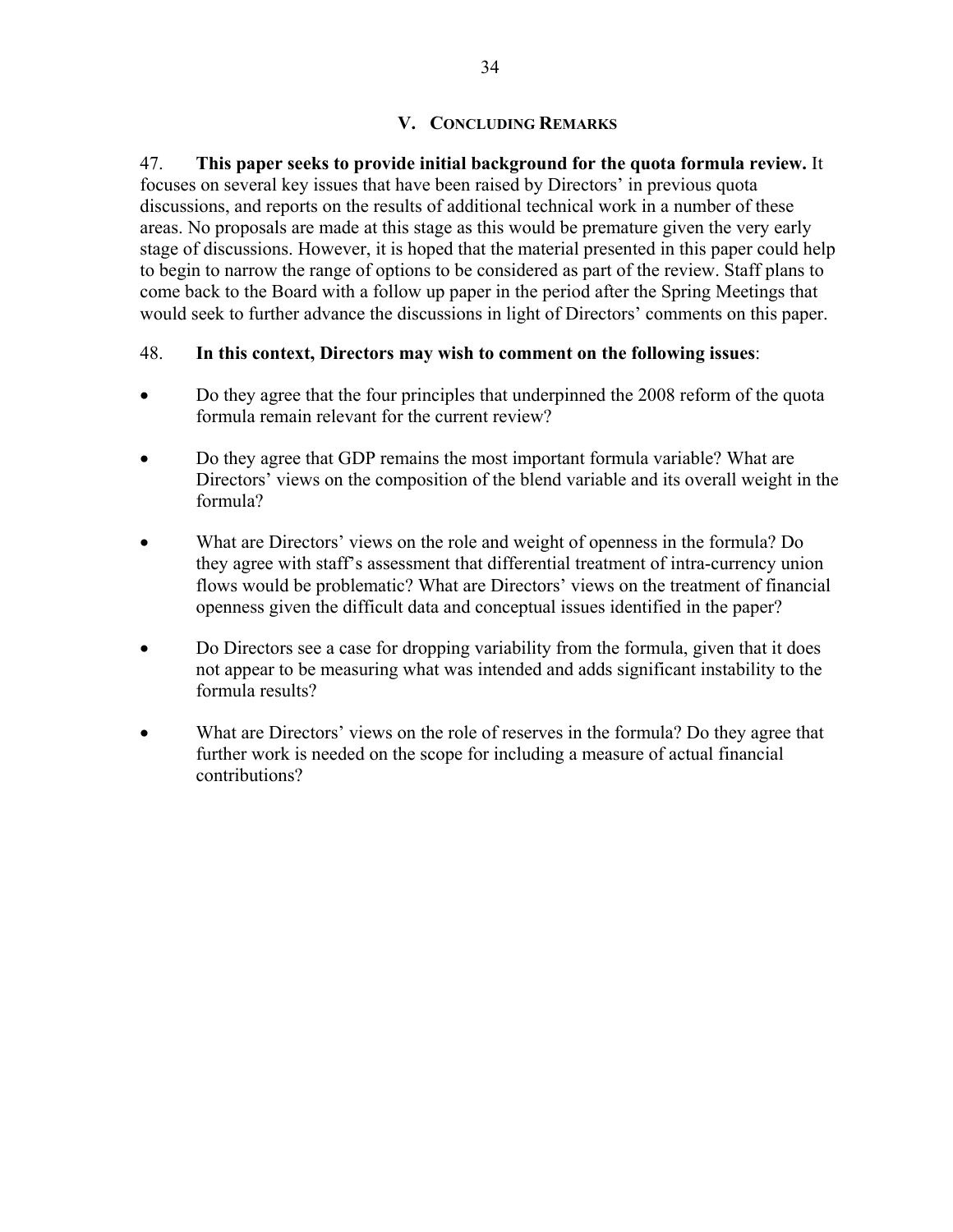## V. Concluding Remarks

47. **This paper seeks to provide initial background for the quota formula review.** It focuses on several key issues that have been raised by Directors' in previous quota discussions, and reports on the results of additional technical work in a number of these areas. No proposals are made at this stage as this would be premature given the very early stage of discussions. However, it is hoped that the material presented in this paper could help to begin to narrow the range of options to be considered as part of the review. Staff plans to come back to the Board with a follow up paper in the period after the Spring Meetings that would seek to further advance the discussions in light of Directors' comments on this paper.

48. **In this context, Directors may wish to comment on the following issues**:

- Do they agree that the four principles that underpinned the 2008 reform of the quota formula remain relevant for the current review?
- Do they agree that GDP remains the most important formula variable? What are Directors' views on the composition of the blend variable and its overall weight in the formula?
- What are Directors' views on the role and weight of openness in the formula? Do they agree with staff's assessment that differential treatment of intra-currency union flows would be problematic? What are Directors' views on the treatment of financial openness given the difficult data and conceptual issues identified in the paper?
- Do Directors see a case for dropping variability from the formula, given that it does not appear to be measuring what was intended and adds significant instability to the formula results?
- What are Directors' views on the role of reserves in the formula? Do they agree that further work is needed on the scope for including a measure of actual financial contributions?